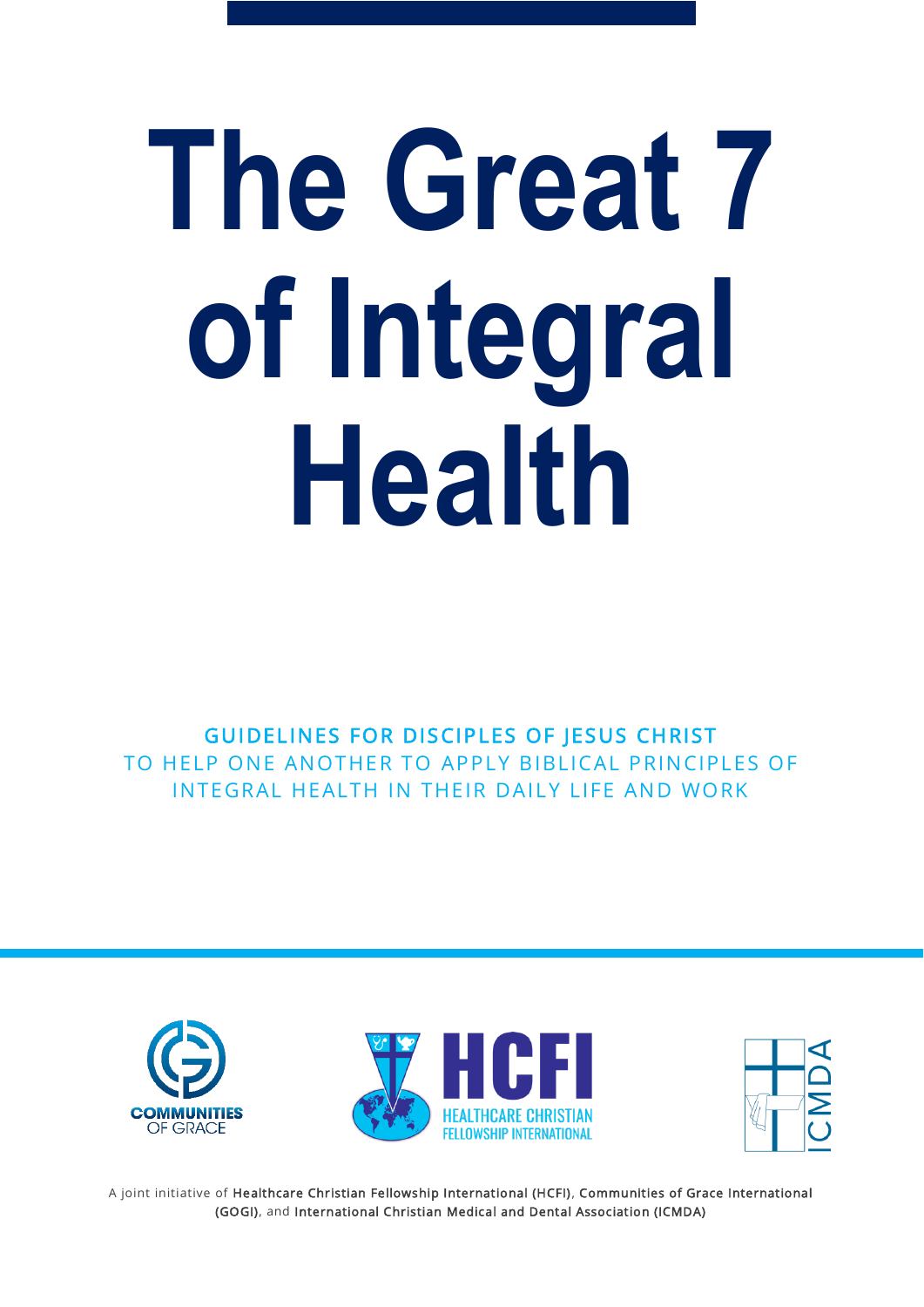# The Great 7 of Integral Health

**GUIDELINES FOR DISCIPLES OF JESUS CHRIST**

TO HELP ONE ANOTHER TO APPLY BIBLICAL PRINCIPLES OF INTEGRAL HEALTH IN THEIR DAILY LIFE AND WORK

COMMUNITIES OF GRACE

HCFI HEALTHCARE CHRISTIAN FELLOWSHIP INTERNATIONAL

ICMDA

A joint initiative of Healthcare Christian Fellowship International (HCFI), Communities of Grace International (GOGI), and International Christian Medical and Dental Association (ICMDA)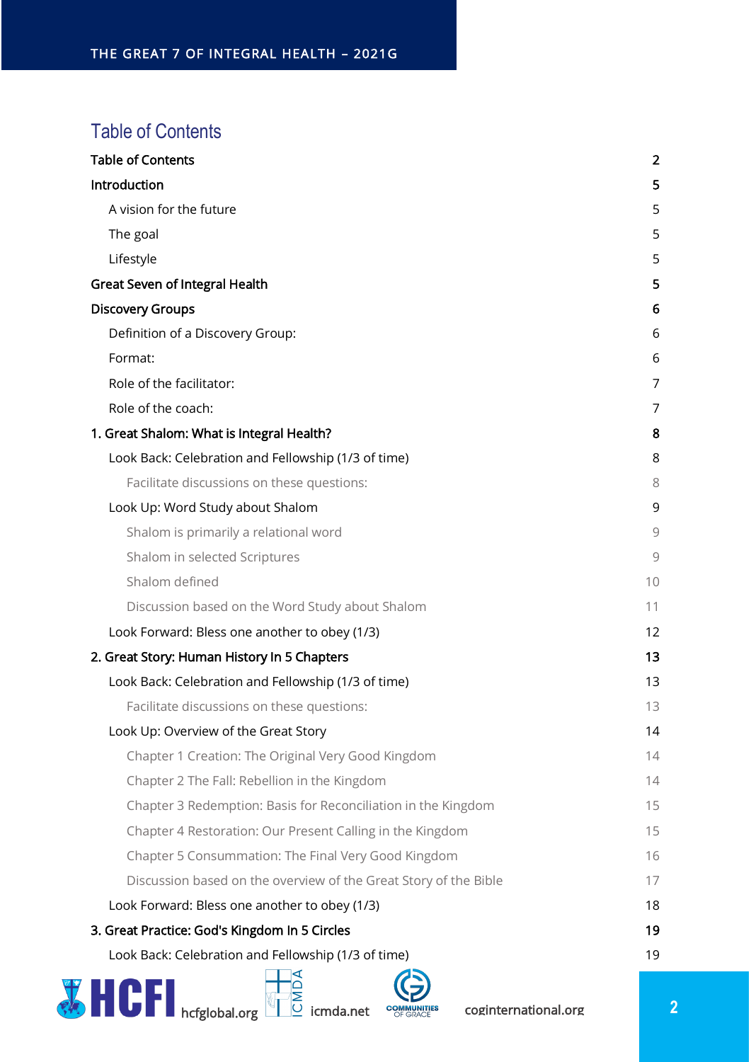# Table of Contents

| | |
|---|---|
| **Table of Contents** | **2** |
| **Introduction** | **5** |
| A vision for the future | 5 |
| The goal | 5 |
| Lifestyle | 5 |
| **Great Seven of Integral Health** | **5** |
| **Discovery Groups** | **6** |
| Definition of a Discovery Group: | 6 |
| Format: | 6 |
| Role of the facilitator: | 7 |
| Role of the coach: | 7 |
| **1. Great Shalom: What is Integral Health?** | **8** |
| Look Back: Celebration and Fellowship (1/3 of time) | 8 |
| Facilitate discussions on these questions: | 8 |
| Look Up: Word Study about Shalom | 9 |
| Shalom is primarily a relational word | 9 |
| Shalom in selected Scriptures | 9 |
| Shalom defined | 10 |
| Discussion based on the Word Study about Shalom | 11 |
| Look Forward: Bless one another to obey (1/3) | 12 |
| **2. Great Story: Human History In 5 Chapters** | **13** |
| Look Back: Celebration and Fellowship (1/3 of time) | 13 |
| Facilitate discussions on these questions: | 13 |
| Look Up: Overview of the Great Story | 14 |
| Chapter 1 Creation: The Original Very Good Kingdom | 14 |
| Chapter 2 The Fall: Rebellion in the Kingdom | 14 |
| Chapter 3 Redemption: Basis for Reconciliation in the Kingdom | 15 |
| Chapter 4 Restoration: Our Present Calling in the Kingdom | 15 |
| Chapter 5 Consummation: The Final Very Good Kingdom | 16 |
| Discussion based on the overview of the Great Story of the Bible | 17 |
| Look Forward: Bless one another to obey (1/3) | 18 |
| **3. Great Practice: God's Kingdom In 5 Circles** | **19** |
| Look Back: Celebration and Fellowship (1/3 of time) | 19 |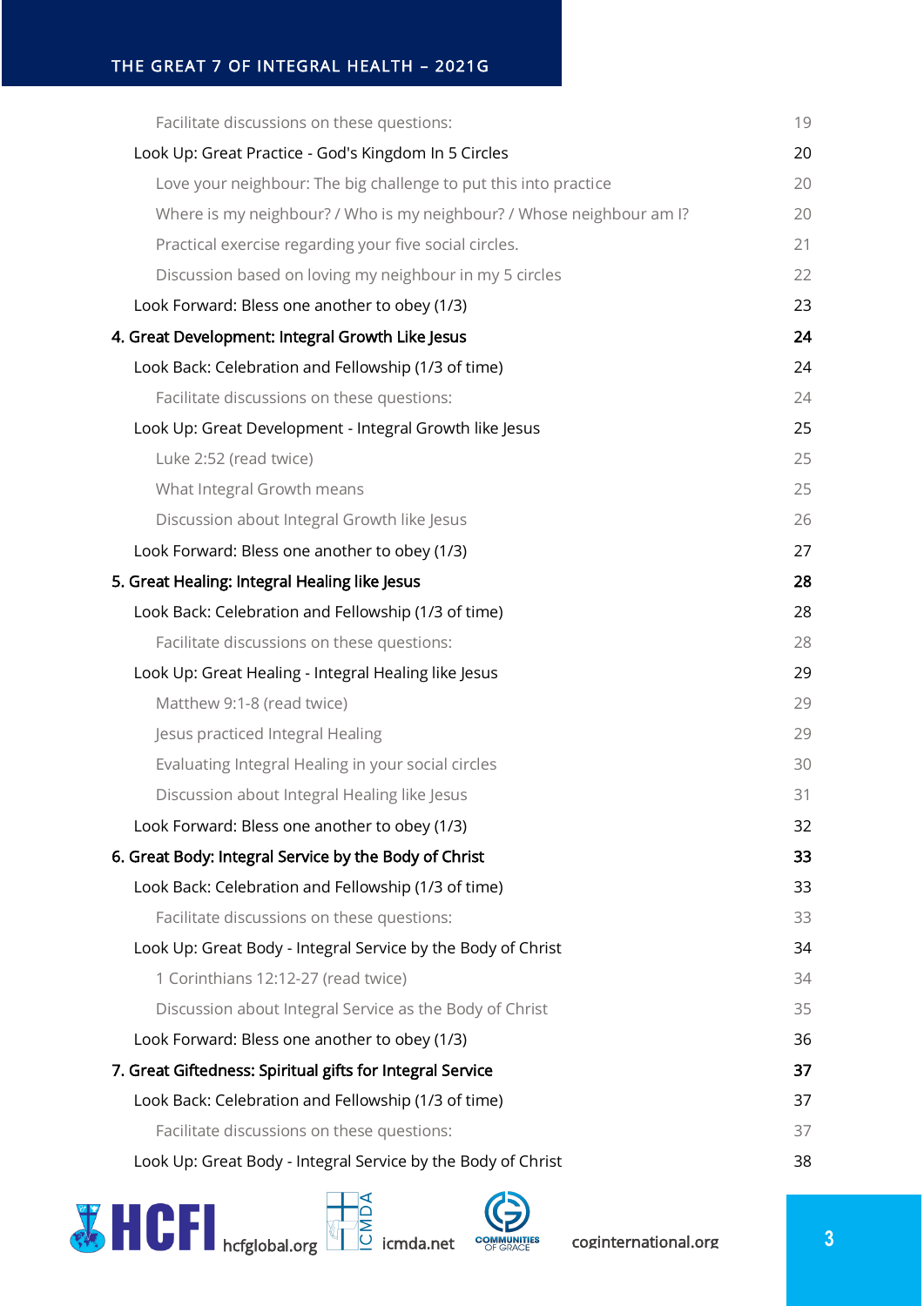Facilitate discussions on these questions: 19

Look Up: Great Practice - God's Kingdom In 5 Circles 20

Love your neighbour: The big challenge to put this into practice 20

Where is my neighbour? / Who is my neighbour? / Whose neighbour am I? 20

Practical exercise regarding your five social circles. 21

Discussion based on loving my neighbour in my 5 circles 22

Look Forward: Bless one another to obey (1/3) 23

4. Great Development: Integral Growth Like Jesus 24

Look Back: Celebration and Fellowship (1/3 of time) 24

Facilitate discussions on these questions: 24

Look Up: Great Development - Integral Growth like Jesus 25

Luke 2:52 (read twice) 25

What Integral Growth means 25

Discussion about Integral Growth like Jesus 26

Look Forward: Bless one another to obey (1/3) 27

5. Great Healing: Integral Healing like Jesus 28

Look Back: Celebration and Fellowship (1/3 of time) 28

Facilitate discussions on these questions: 28

Look Up: Great Healing - Integral Healing like Jesus 29

Matthew 9:1-8 (read twice) 29

Jesus practiced Integral Healing 29

Evaluating Integral Healing in your social circles 30

Discussion about Integral Healing like Jesus 31

Look Forward: Bless one another to obey (1/3) 32

6. Great Body: Integral Service by the Body of Christ 33

Look Back: Celebration and Fellowship (1/3 of time) 33

Facilitate discussions on these questions: 33

Look Up: Great Body - Integral Service by the Body of Christ 34

1 Corinthians 12:12-27 (read twice) 34

Discussion about Integral Service as the Body of Christ 35

Look Forward: Bless one another to obey (1/3) 36

7. Great Giftedness: Spiritual gifts for Integral Service 37

Look Back: Celebration and Fellowship (1/3 of time) 37

Facilitate discussions on these questions: 37

Look Up: Great Body - Integral Service by the Body of Christ 38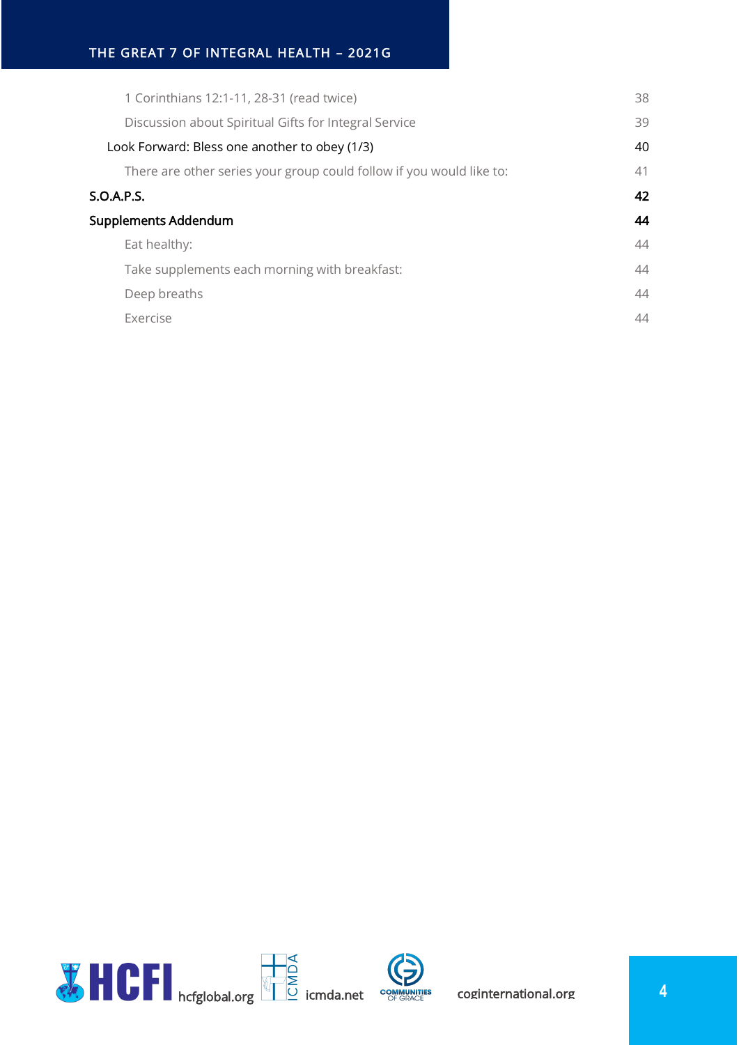1 Corinthians 12:1-11, 28-31 (read twice) 38

Discussion about Spiritual Gifts for Integral Service 39

Look Forward: Bless one another to obey (1/3) 40

There are other series your group could follow if you would like to: 41

S.O.A.P.S. 42

Supplements Addendum 44

Eat healthy: 44

Take supplements each morning with breakfast: 44

Deep breaths 44

Exercise 44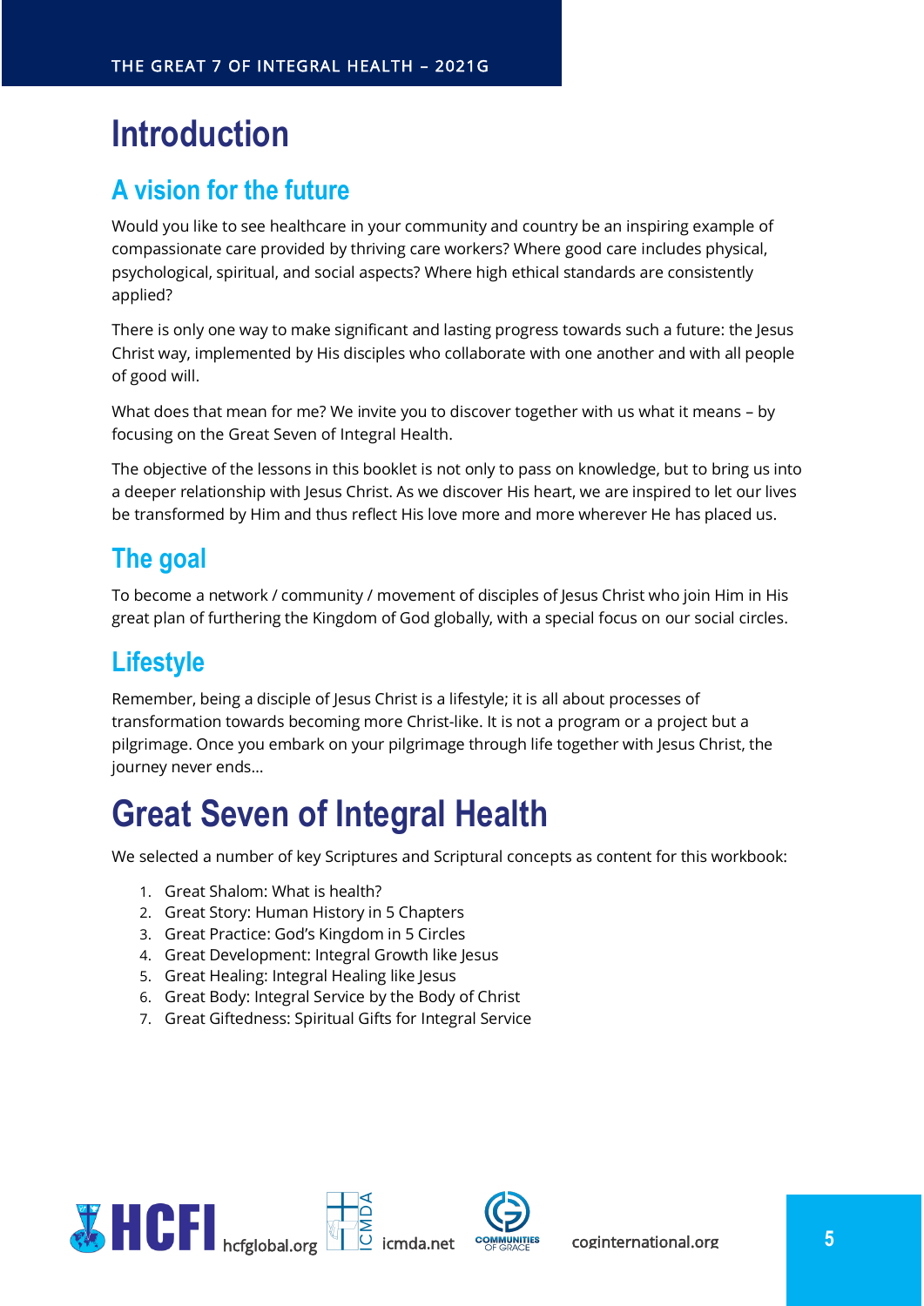# Introduction

## A vision for the future

Would you like to see healthcare in your community and country be an inspiring example of compassionate care provided by thriving care workers? Where good care includes physical, psychological, spiritual, and social aspects? Where high ethical standards are consistently applied?

There is only one way to make significant and lasting progress towards such a future: the Jesus Christ way, implemented by His disciples who collaborate with one another and with all people of good will.

What does that mean for me? We invite you to discover together with us what it means – by focusing on the Great Seven of Integral Health.

The objective of the lessons in this booklet is not only to pass on knowledge, but to bring us into a deeper relationship with Jesus Christ. As we discover His heart, we are inspired to let our lives be transformed by Him and thus reflect His love more and more wherever He has placed us.

## The goal

To become a network / community / movement of disciples of Jesus Christ who join Him in His great plan of furthering the Kingdom of God globally, with a special focus on our social circles.

## Lifestyle

Remember, being a disciple of Jesus Christ is a lifestyle; it is all about processes of transformation towards becoming more Christ-like. It is not a program or a project but a pilgrimage. Once you embark on your pilgrimage through life together with Jesus Christ, the journey never ends…

# Great Seven of Integral Health

We selected a number of key Scriptures and Scriptural concepts as content for this workbook:

1. Great Shalom: What is health?
2. Great Story: Human History in 5 Chapters
3. Great Practice: God's Kingdom in 5 Circles
4. Great Development: Integral Growth like Jesus
5. Great Healing: Integral Healing like Jesus
6. Great Body: Integral Service by the Body of Christ
7. Great Giftedness: Spiritual Gifts for Integral Service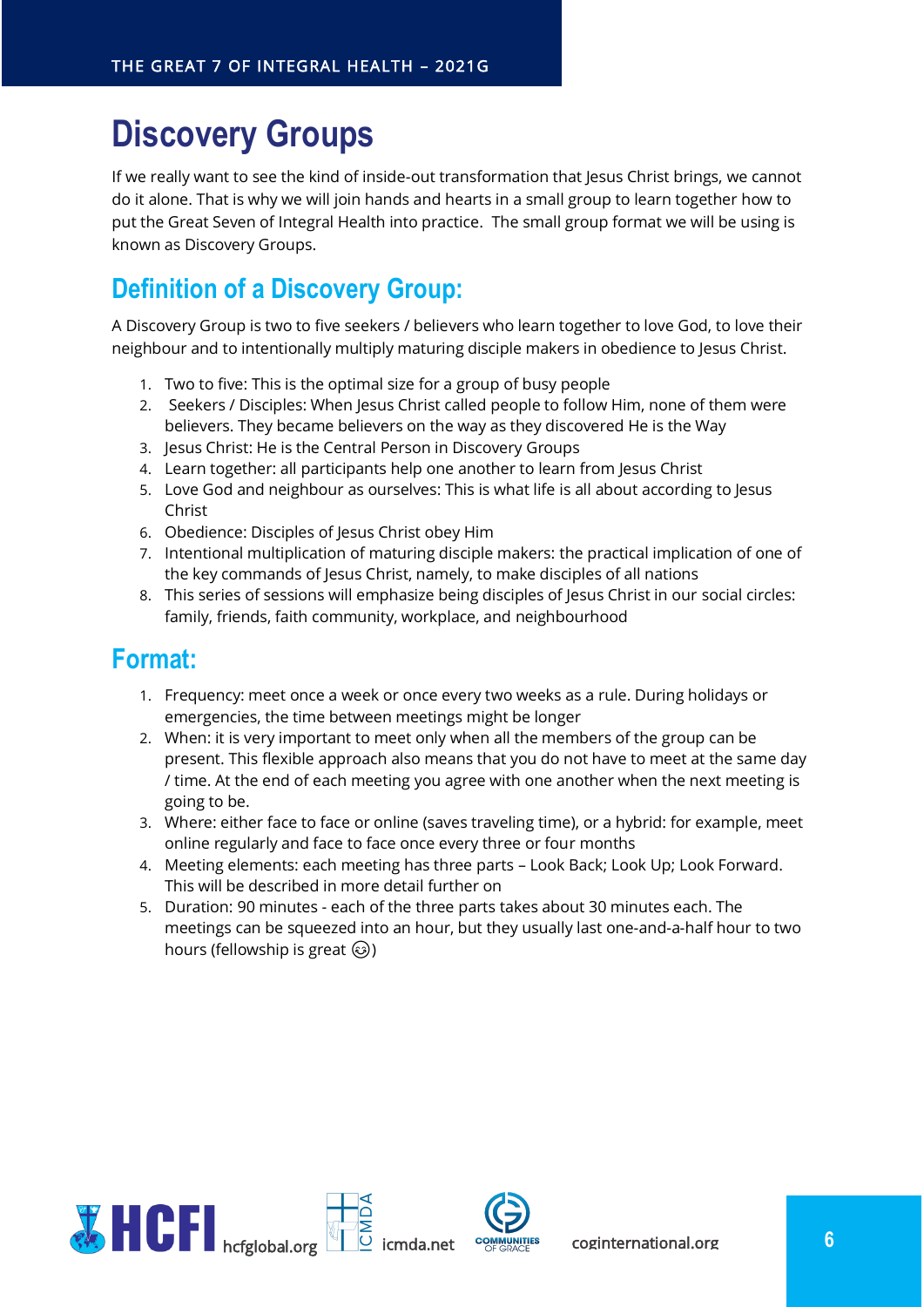# Discovery Groups

If we really want to see the kind of inside-out transformation that Jesus Christ brings, we cannot do it alone. That is why we will join hands and hearts in a small group to learn together how to put the Great Seven of Integral Health into practice. The small group format we will be using is known as Discovery Groups.

## Definition of a Discovery Group:

A Discovery Group is two to five seekers / believers who learn together to love God, to love their neighbour and to intentionally multiply maturing disciple makers in obedience to Jesus Christ.

1. Two to five: This is the optimal size for a group of busy people
2. Seekers / Disciples: When Jesus Christ called people to follow Him, none of them were believers. They became believers on the way as they discovered He is the Way
3. Jesus Christ: He is the Central Person in Discovery Groups
4. Learn together: all participants help one another to learn from Jesus Christ
5. Love God and neighbour as ourselves: This is what life is all about according to Jesus Christ
6. Obedience: Disciples of Jesus Christ obey Him
7. Intentional multiplication of maturing disciple makers: the practical implication of one of the key commands of Jesus Christ, namely, to make disciples of all nations
8. This series of sessions will emphasize being disciples of Jesus Christ in our social circles: family, friends, faith community, workplace, and neighbourhood

## Format:

1. Frequency: meet once a week or once every two weeks as a rule. During holidays or emergencies, the time between meetings might be longer
2. When: it is very important to meet only when all the members of the group can be present. This flexible approach also means that you do not have to meet at the same day / time. At the end of each meeting you agree with one another when the next meeting is going to be.
3. Where: either face to face or online (saves traveling time), or a hybrid: for example, meet online regularly and face to face once every three or four months
4. Meeting elements: each meeting has three parts – Look Back; Look Up; Look Forward. This will be described in more detail further on
5. Duration: 90 minutes - each of the three parts takes about 30 minutes each. The meetings can be squeezed into an hour, but they usually last one-and-a-half hour to two hours (fellowship is great 😉)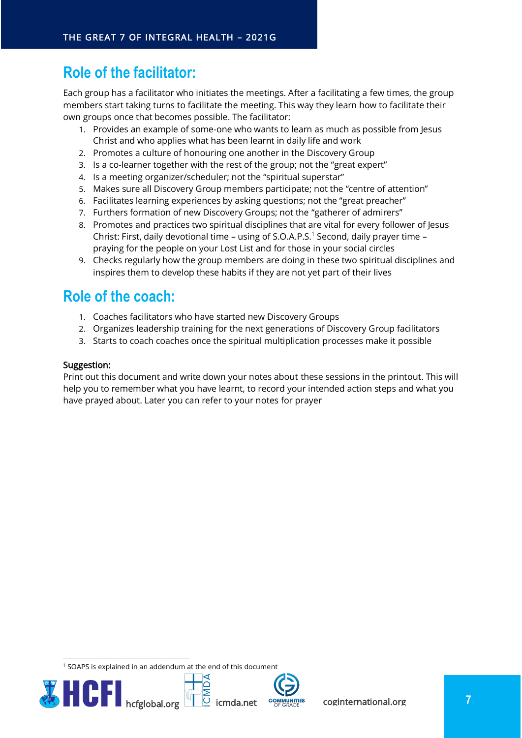## Role of the facilitator:

Each group has a facilitator who initiates the meetings. After a facilitating a few times, the group members start taking turns to facilitate the meeting. This way they learn how to facilitate their own groups once that becomes possible. The facilitator:

1. Provides an example of some-one who wants to learn as much as possible from Jesus Christ and who applies what has been learnt in daily life and work
2. Promotes a culture of honouring one another in the Discovery Group
3. Is a co-learner together with the rest of the group; not the "great expert"
4. Is a meeting organizer/scheduler; not the "spiritual superstar"
5. Makes sure all Discovery Group members participate; not the "centre of attention"
6. Facilitates learning experiences by asking questions; not the "great preacher"
7. Furthers formation of new Discovery Groups; not the "gatherer of admirers"
8. Promotes and practices two spiritual disciplines that are vital for every follower of Jesus Christ: First, daily devotional time – using of S.O.A.P.S.[1] Second, daily prayer time – praying for the people on your Lost List and for those in your social circles
9. Checks regularly how the group members are doing in these two spiritual disciplines and inspires them to develop these habits if they are not yet part of their lives

## Role of the coach:

1. Coaches facilitators who have started new Discovery Groups
2. Organizes leadership training for the next generations of Discovery Group facilitators
3. Starts to coach coaches once the spiritual multiplication processes make it possible

**Suggestion:**
Print out this document and write down your notes about these sessions in the printout. This will help you to remember what you have learnt, to record your intended action steps and what you have prayed about. Later you can refer to your notes for prayer

[1] SOAPS is explained in an addendum at the end of this document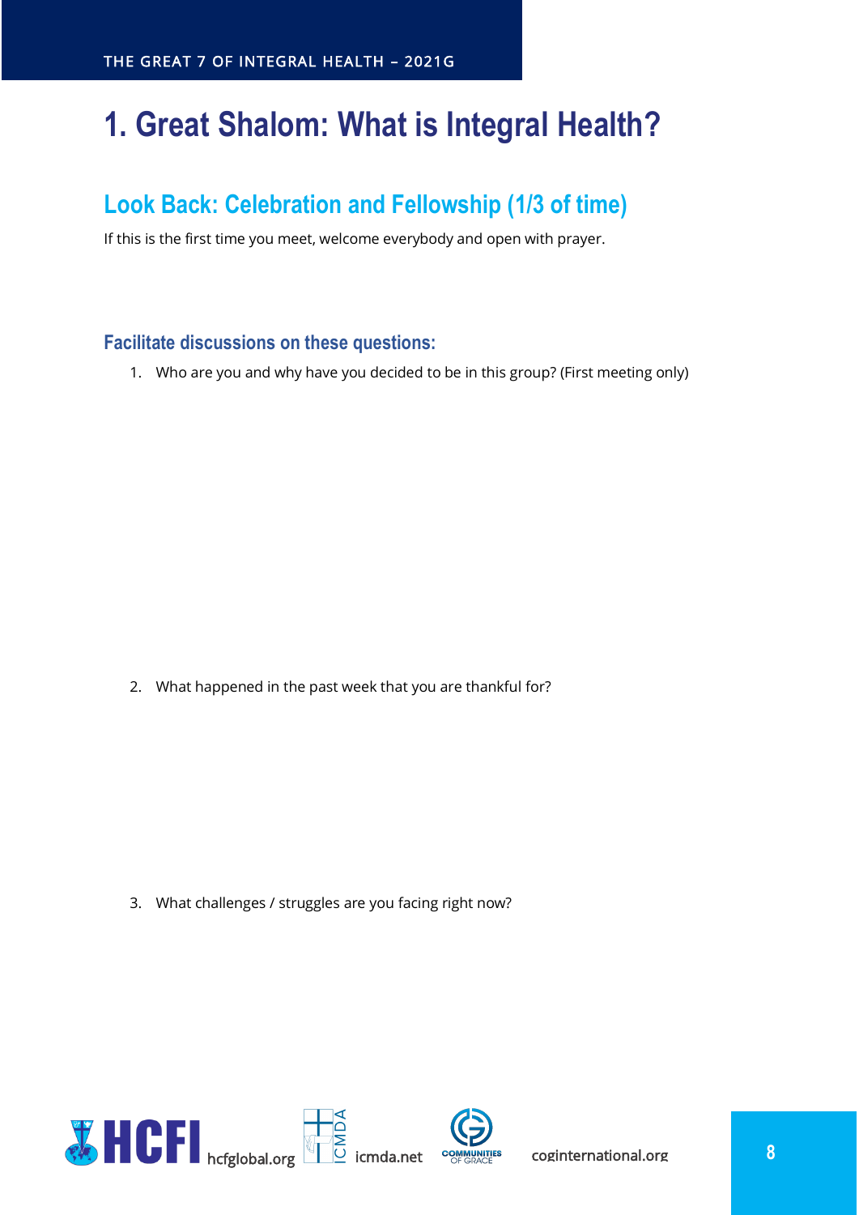# 1. Great Shalom: What is Integral Health?

## Look Back: Celebration and Fellowship (1/3 of time)

If this is the first time you meet, welcome everybody and open with prayer.

### Facilitate discussions on these questions:

1. Who are you and why have you decided to be in this group? (First meeting only)

2. What happened in the past week that you are thankful for?

3. What challenges / struggles are you facing right now?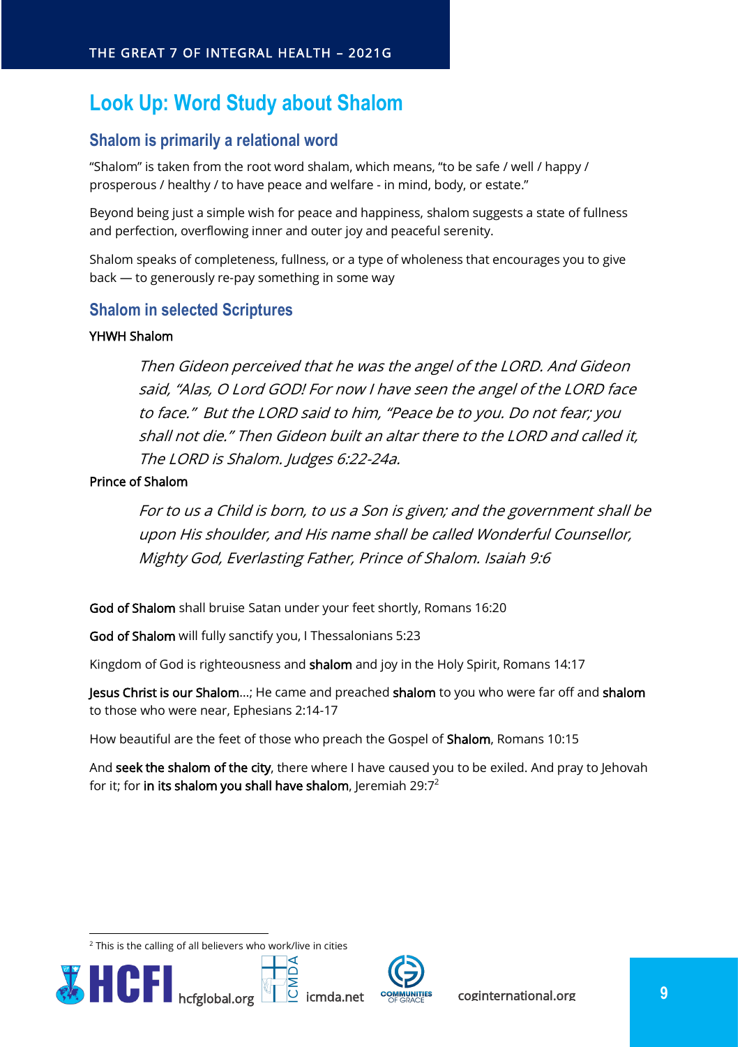## Look Up: Word Study about Shalom

### Shalom is primarily a relational word

"Shalom" is taken from the root word shalam, which means, "to be safe / well / happy / prosperous / healthy / to have peace and welfare - in mind, body, or estate."

Beyond being just a simple wish for peace and happiness, shalom suggests a state of fullness and perfection, overflowing inner and outer joy and peaceful serenity.

Shalom speaks of completeness, fullness, or a type of wholeness that encourages you to give back — to generously re-pay something in some way

### Shalom in selected Scriptures

YHWH Shalom

> *Then Gideon perceived that he was the angel of the LORD. And Gideon said, "Alas, O Lord GOD! For now I have seen the angel of the LORD face to face." But the LORD said to him, "Peace be to you. Do not fear; you shall not die." Then Gideon built an altar there to the LORD and called it, The LORD is Shalom. Judges 6:22-24a.*

Prince of Shalom

> *For to us a Child is born, to us a Son is given; and the government shall be upon His shoulder, and His name shall be called Wonderful Counsellor, Mighty God, Everlasting Father, Prince of Shalom. Isaiah 9:6*

**God of Shalom** shall bruise Satan under your feet shortly, Romans 16:20

**God of Shalom** will fully sanctify you, I Thessalonians 5:23

Kingdom of God is righteousness and **shalom** and joy in the Holy Spirit, Romans 14:17

**Jesus Christ is our Shalom**...; He came and preached **shalom** to you who were far off and **shalom** to those who were near, Ephesians 2:14-17

How beautiful are the feet of those who preach the Gospel of **Shalom**, Romans 10:15

And **seek the shalom of the city**, there where I have caused you to be exiled. And pray to Jehovah for it; for **in its shalom you shall have shalom**, Jeremiah 29:7[2]

[2] This is the calling of all believers who work/live in cities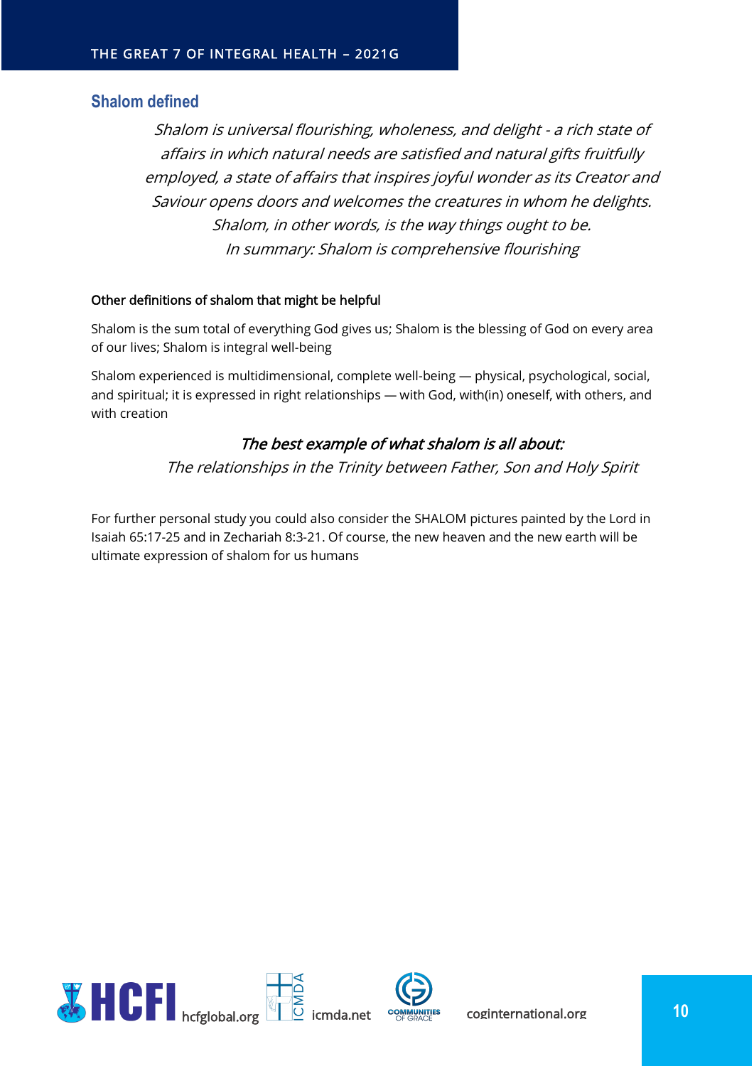## Shalom defined

*Shalom is universal flourishing, wholeness, and delight - a rich state of affairs in which natural needs are satisfied and natural gifts fruitfully employed, a state of affairs that inspires joyful wonder as its Creator and Saviour opens doors and welcomes the creatures in whom he delights. Shalom, in other words, is the way things ought to be.*
*In summary: Shalom is comprehensive flourishing*

Other definitions of shalom that might be helpful

Shalom is the sum total of everything God gives us; Shalom is the blessing of God on every area of our lives; Shalom is integral well-being

Shalom experienced is multidimensional, complete well-being — physical, psychological, social, and spiritual; it is expressed in right relationships — with God, with(in) oneself, with others, and with creation

*The best example of what shalom is all about:*
*The relationships in the Trinity between Father, Son and Holy Spirit*

For further personal study you could also consider the SHALOM pictures painted by the Lord in Isaiah 65:17-25 and in Zechariah 8:3-21. Of course, the new heaven and the new earth will be ultimate expression of shalom for us humans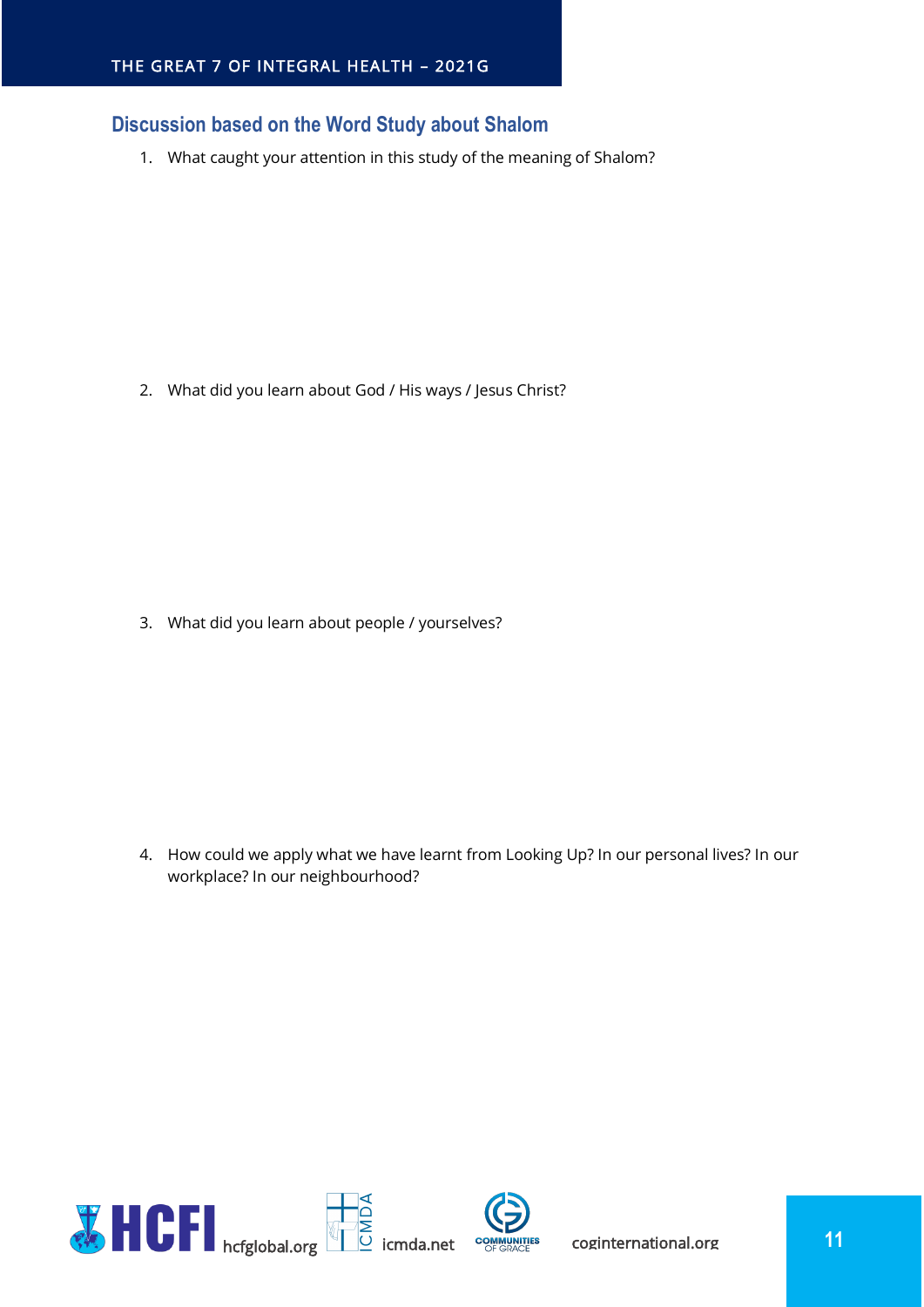## Discussion based on the Word Study about Shalom

1. What caught your attention in this study of the meaning of Shalom?

2. What did you learn about God / His ways / Jesus Christ?

3. What did you learn about people / yourselves?

4. How could we apply what we have learnt from Looking Up? In our personal lives? In our workplace? In our neighbourhood?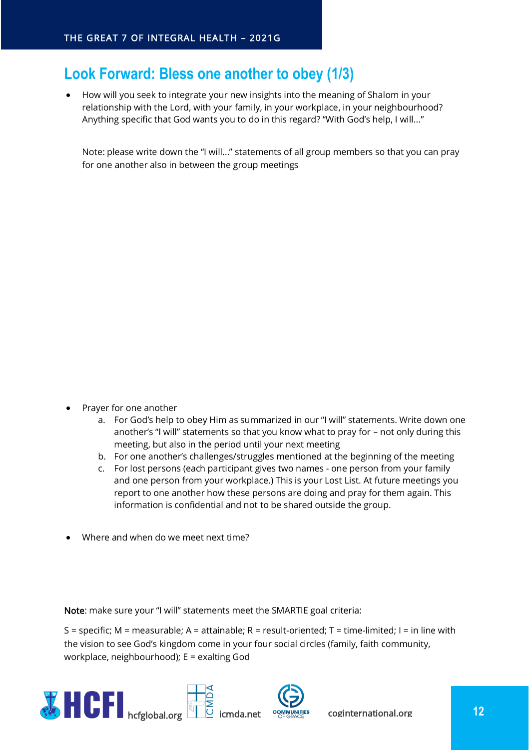## Look Forward: Bless one another to obey (1/3)

- How will you seek to integrate your new insights into the meaning of Shalom in your relationship with the Lord, with your family, in your workplace, in your neighbourhood? Anything specific that God wants you to do in this regard? "With God's help, I will…"

  Note: please write down the "I will…" statements of all group members so that you can pray for one another also in between the group meetings

- Prayer for one another
  a. For God's help to obey Him as summarized in our "I will" statements. Write down one another's "I will" statements so that you know what to pray for – not only during this meeting, but also in the period until your next meeting
  b. For one another's challenges/struggles mentioned at the beginning of the meeting
  c. For lost persons (each participant gives two names - one person from your family and one person from your workplace.) This is your Lost List. At future meetings you report to one another how these persons are doing and pray for them again. This information is confidential and not to be shared outside the group.

- Where and when do we meet next time?

Note: make sure your "I will" statements meet the SMARTIE goal criteria:

S = specific; M = measurable; A = attainable; R = result-oriented; T = time-limited; I = in line with the vision to see God's kingdom come in your four social circles (family, faith community, workplace, neighbourhood); E = exalting God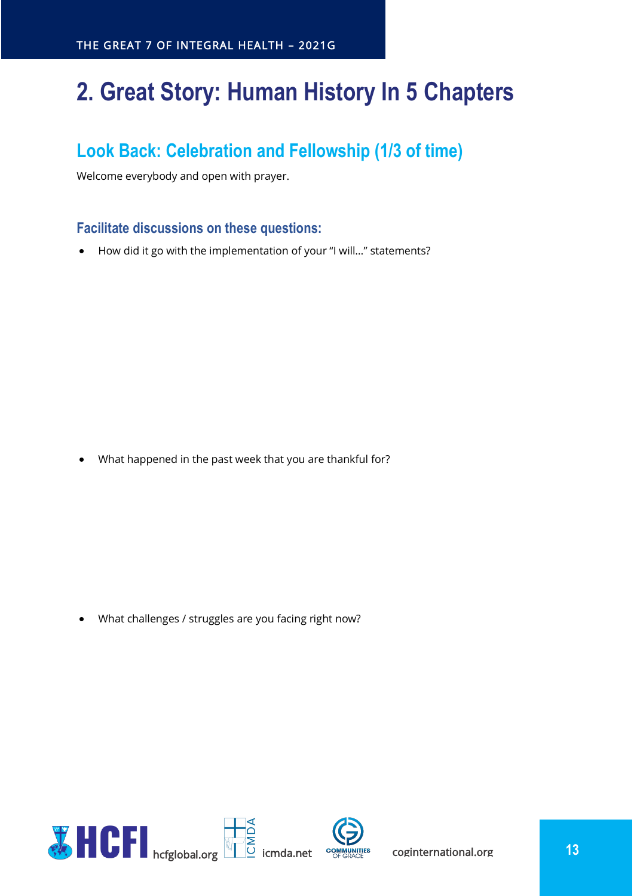# 2. Great Story: Human History In 5 Chapters

## Look Back: Celebration and Fellowship (1/3 of time)

Welcome everybody and open with prayer.

### Facilitate discussions on these questions:

- How did it go with the implementation of your "I will…" statements?

- What happened in the past week that you are thankful for?

- What challenges / struggles are you facing right now?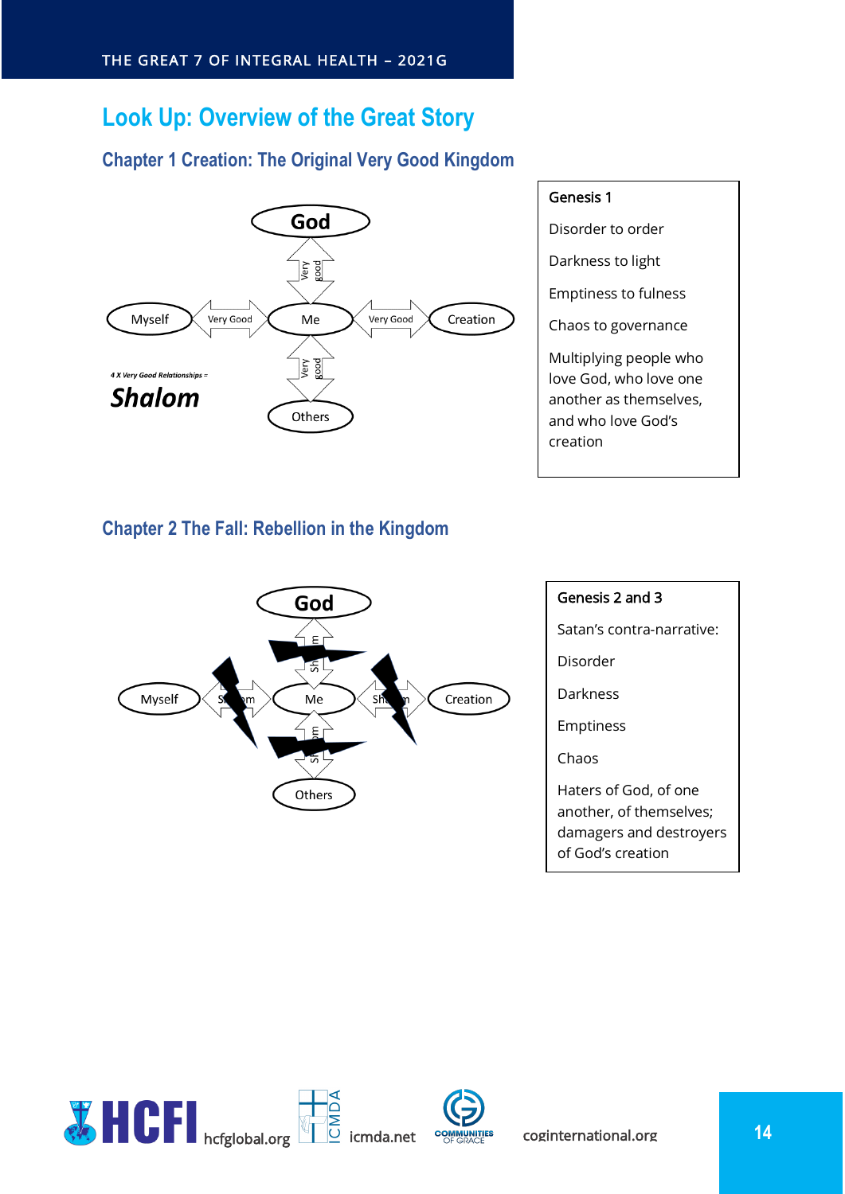# Look Up: Overview of the Great Story

## Chapter 1 Creation: The Original Very Good Kingdom

God

Very good

Myself — Very Good — Me — Very Good — Creation

Very good

Others

*4 X Very Good Relationships =*

***Shalom***

Genesis 1

Disorder to order

Darkness to light

Emptiness to fulness

Chaos to governance

Multiplying people who love God, who love one another as themselves, and who love God's creation

## Chapter 2 The Fall: Rebellion in the Kingdom

God

Shalom

Myself — Shalom — Me — Shalom — Creation

Shalom

Others

Genesis 2 and 3

Satan's contra-narrative:

Disorder

Darkness

Emptiness

Chaos

Haters of God, of one another, of themselves; damagers and destroyers of God's creation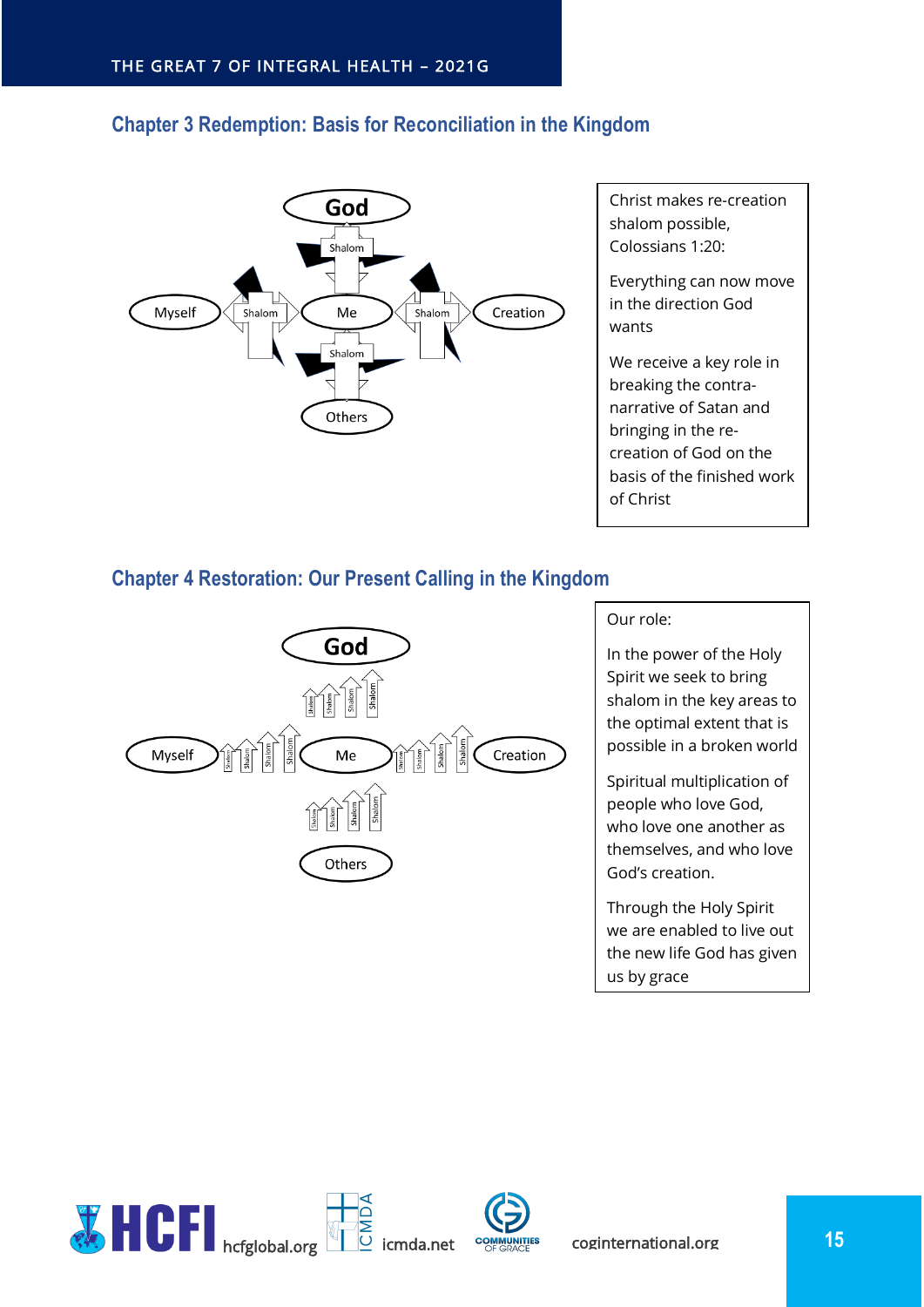## Chapter 3 Redemption: Basis for Reconciliation in the Kingdom

God

Shalom

Myself Shalom Me Shalom Creation

Shalom

Others

Christ makes re-creation shalom possible, Colossians 1:20:

Everything can now move in the direction God wants

We receive a key role in breaking the contra-narrative of Satan and bringing in the re-creation of God on the basis of the finished work of Christ

## Chapter 4 Restoration: Our Present Calling in the Kingdom

God

Shalom Shalom Shalom Shalom

Myself Shalom Shalom Shalom Shalom Me Shalom Shalom Shalom Shalom Creation

Shalom Shalom Shalom Shalom

Others

Our role:

In the power of the Holy Spirit we seek to bring shalom in the key areas to the optimal extent that is possible in a broken world

Spiritual multiplication of people who love God, who love one another as themselves, and who love God's creation.

Through the Holy Spirit we are enabled to live out the new life God has given us by grace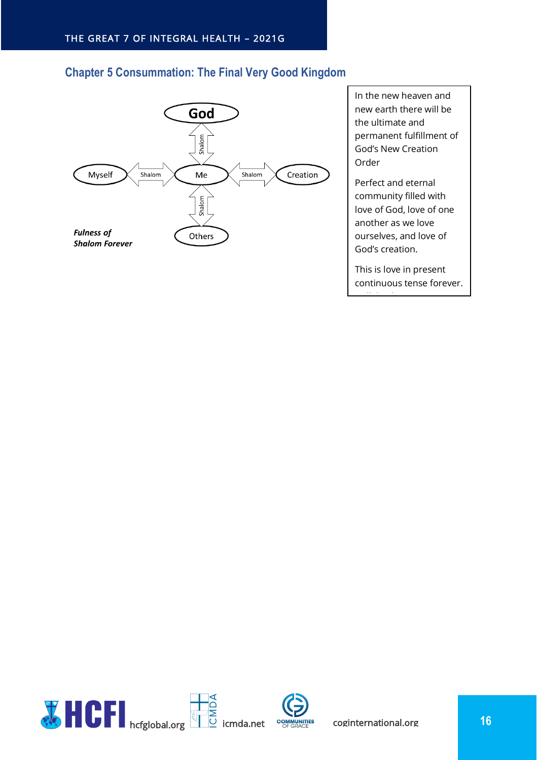## Chapter 5 Consummation: The Final Very Good Kingdom

God

Shalom

Myself — Shalom — Me — Shalom — Creation

Shalom

Others

***Fulness of Shalom Forever***

In the new heaven and new earth there will be the ultimate and permanent fulfillment of God's New Creation Order

Perfect and eternal community filled with love of God, love of one another as we love ourselves, and love of God's creation.

This is love in present continuous tense forever.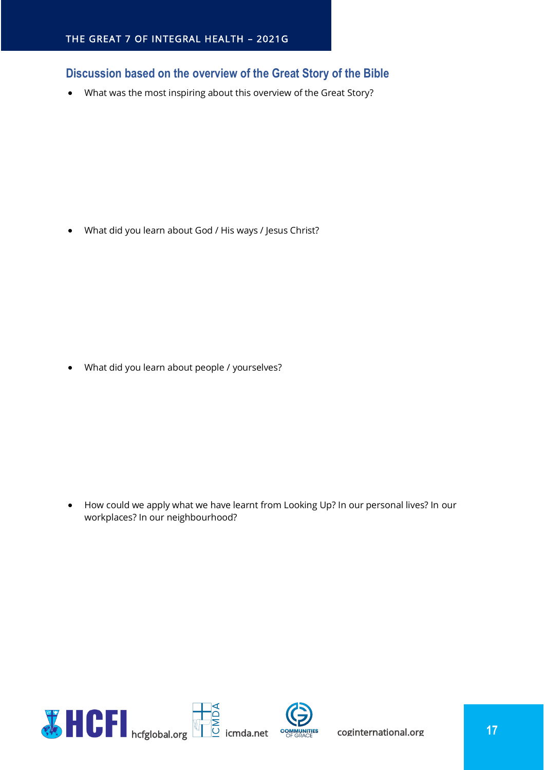## Discussion based on the overview of the Great Story of the Bible

- What was the most inspiring about this overview of the Great Story?

- What did you learn about God / His ways / Jesus Christ?

- What did you learn about people / yourselves?

- How could we apply what we have learnt from Looking Up? In our personal lives? In our workplaces? In our neighbourhood?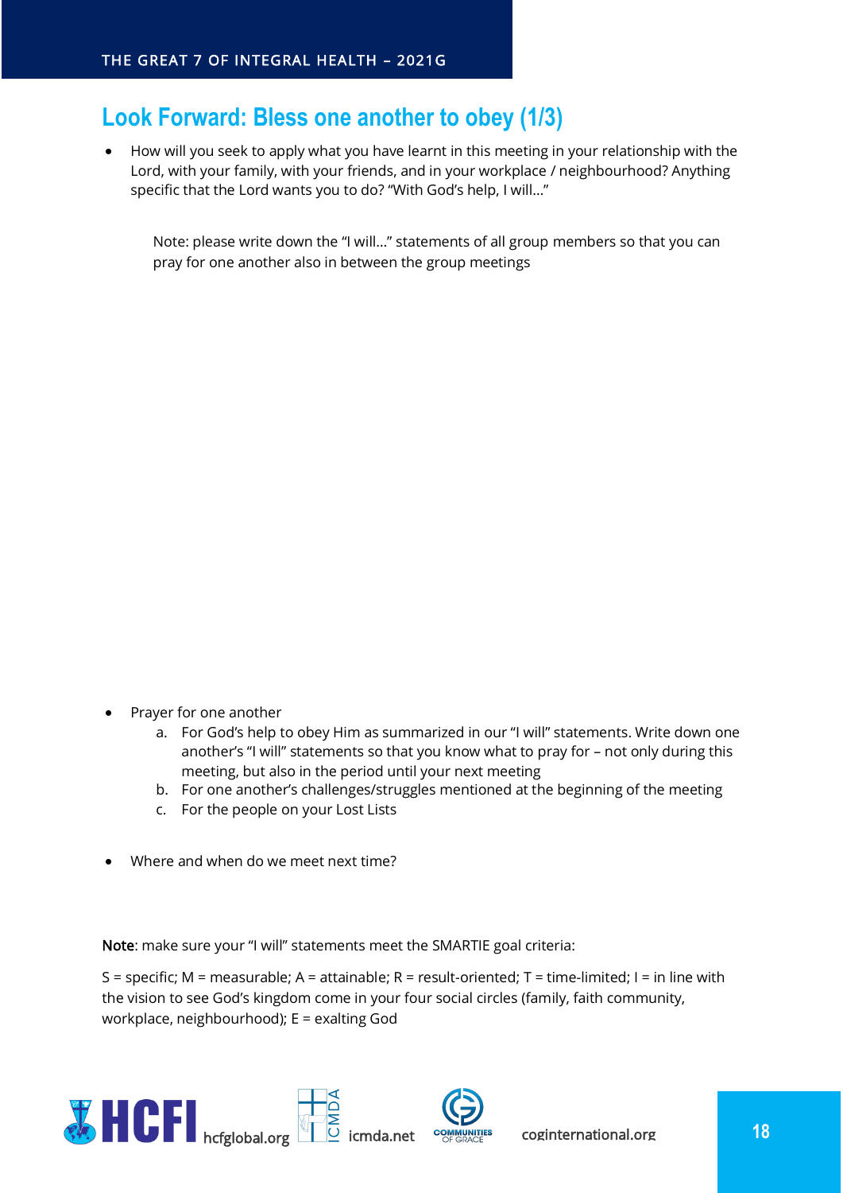## Look Forward: Bless one another to obey (1/3)

- How will you seek to apply what you have learnt in this meeting in your relationship with the Lord, with your family, with your friends, and in your workplace / neighbourhood? Anything specific that the Lord wants you to do? "With God's help, I will…"

  Note: please write down the "I will…" statements of all group members so that you can pray for one another also in between the group meetings

- Prayer for one another
  a. For God's help to obey Him as summarized in our "I will" statements. Write down one another's "I will" statements so that you know what to pray for – not only during this meeting, but also in the period until your next meeting
  b. For one another's challenges/struggles mentioned at the beginning of the meeting
  c. For the people on your Lost Lists

- Where and when do we meet next time?

**Note**: make sure your "I will" statements meet the SMARTIE goal criteria:

S = specific; M = measurable; A = attainable; R = result-oriented; T = time-limited; I = in line with the vision to see God's kingdom come in your four social circles (family, faith community, workplace, neighbourhood); E = exalting God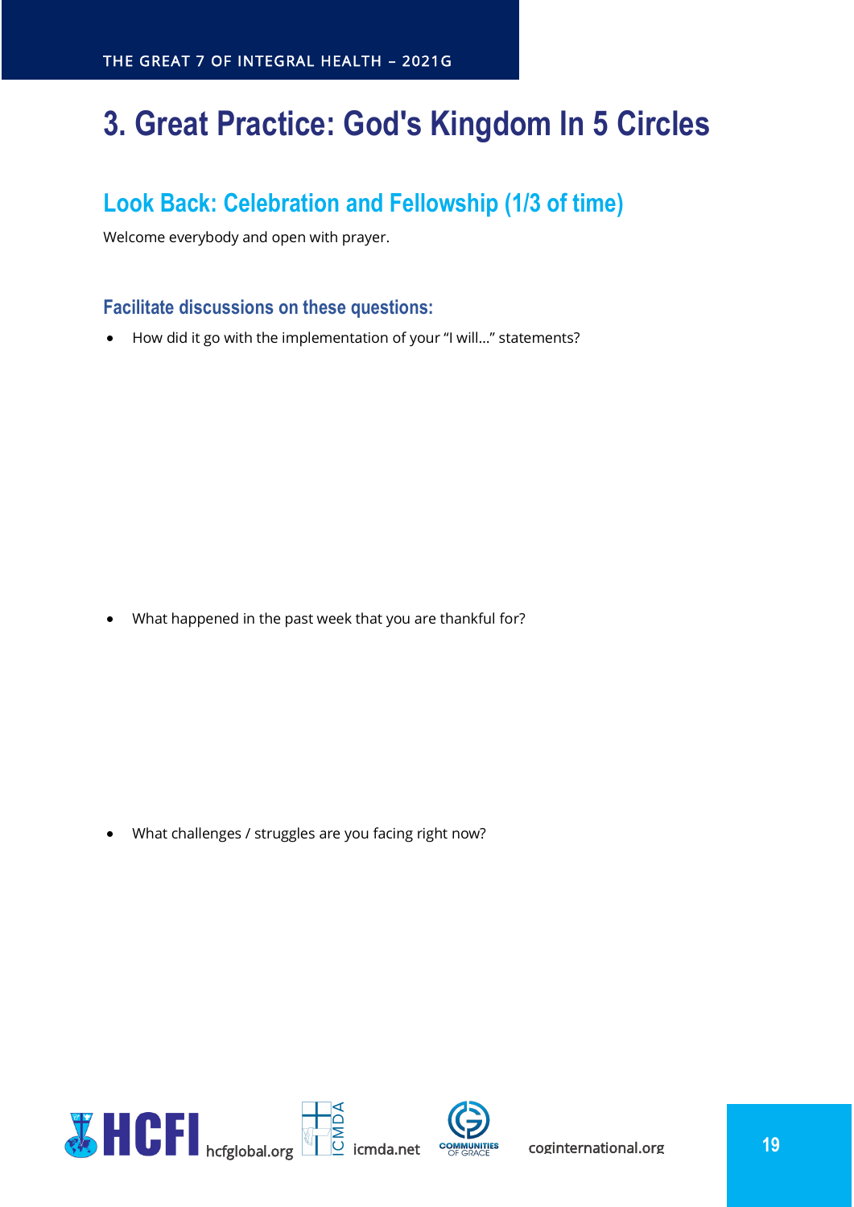# 3. Great Practice: God's Kingdom In 5 Circles

## Look Back: Celebration and Fellowship (1/3 of time)

Welcome everybody and open with prayer.

### Facilitate discussions on these questions:

- How did it go with the implementation of your "I will…" statements?

- What happened in the past week that you are thankful for?

- What challenges / struggles are you facing right now?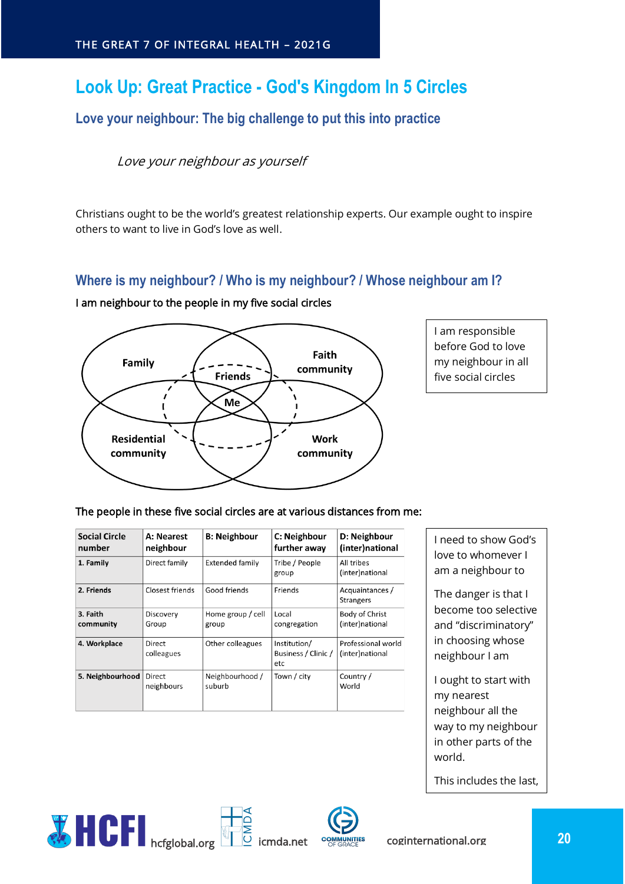# Look Up: Great Practice - God's Kingdom In 5 Circles

## Love your neighbour: The big challenge to put this into practice

*Love your neighbour as yourself*

Christians ought to be the world's greatest relationship experts. Our example ought to inspire others to want to live in God's love as well.

## Where is my neighbour? / Who is my neighbour? / Whose neighbour am I?

I am neighbour to the people in my five social circles

Family

Friends

Faith community

Me

Residential community

Work community

I am responsible before God to love my neighbour in all five social circles

The people in these five social circles are at various distances from me:

| Social Circle number | A: Nearest neighbour | B: Neighbour | C: Neighbour further away | D: Neighbour (inter)national |
|---|---|---|---|---|
| 1. Family | Direct family | Extended family | Tribe / People group | All tribes (inter)national |
| 2. Friends | Closest friends | Good friends | Friends | Acquaintances / Strangers |
| 3. Faith community | Discovery Group | Home group / cell group | Local congregation | Body of Christ (inter)national |
| 4. Workplace | Direct colleagues | Other colleagues | Institution/ Business / Clinic / etc | Professional world (inter)national |
| 5. Neighbourhood | Direct neighbours | Neighbourhood / suburb | Town / city | Country / World |

I need to show God's love to whomever I am a neighbour to

The danger is that I become too selective and "discriminatory" in choosing whose neighbour I am

I ought to start with my nearest neighbour all the way to my neighbour in other parts of the world.

This includes the last,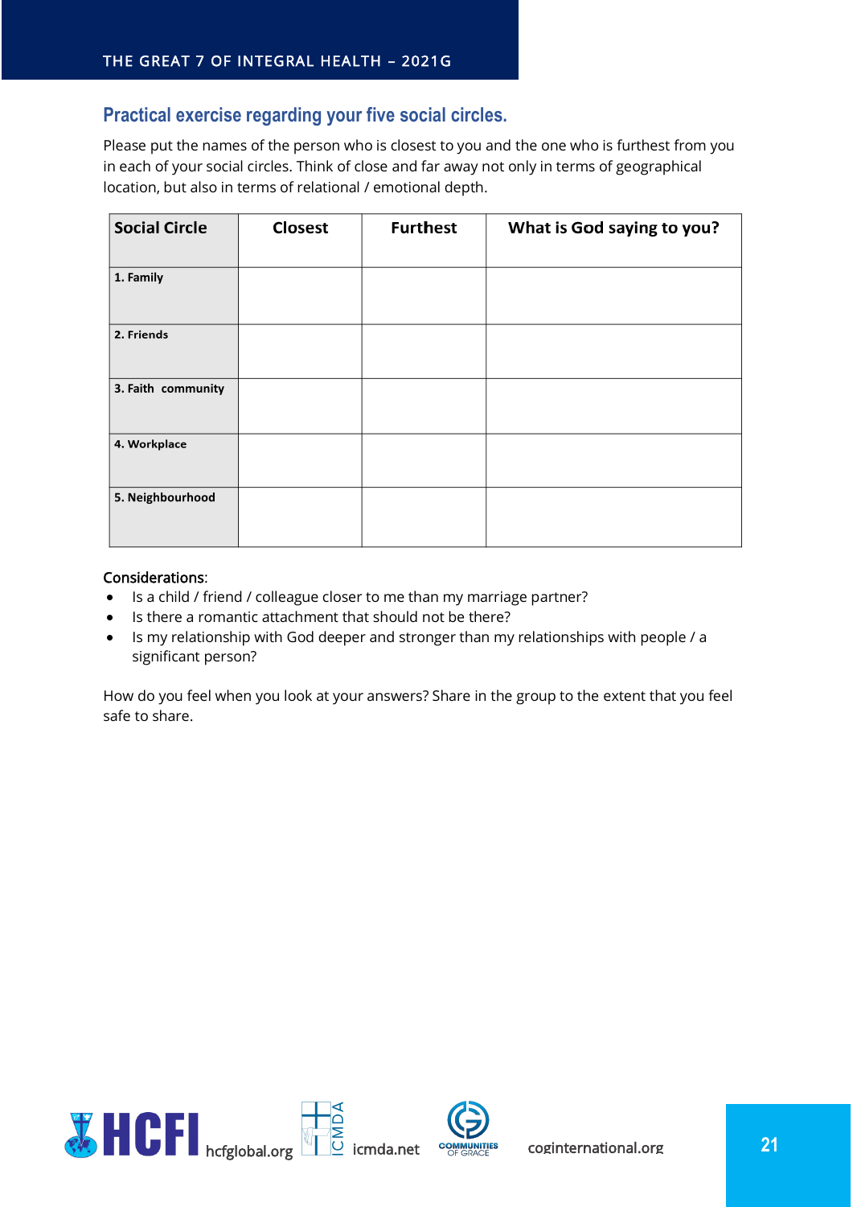## Practical exercise regarding your five social circles.

Please put the names of the person who is closest to you and the one who is furthest from you in each of your social circles. Think of close and far away not only in terms of geographical location, but also in terms of relational / emotional depth.

| Social Circle | Closest | Furthest | What is God saying to you? |
|---|---|---|---|
| 1. Family | | | |
| 2. Friends | | | |
| 3. Faith community | | | |
| 4. Workplace | | | |
| 5. Neighbourhood | | | |

Considerations:

- Is a child / friend / colleague closer to me than my marriage partner?
- Is there a romantic attachment that should not be there?
- Is my relationship with God deeper and stronger than my relationships with people / a significant person?

How do you feel when you look at your answers? Share in the group to the extent that you feel safe to share.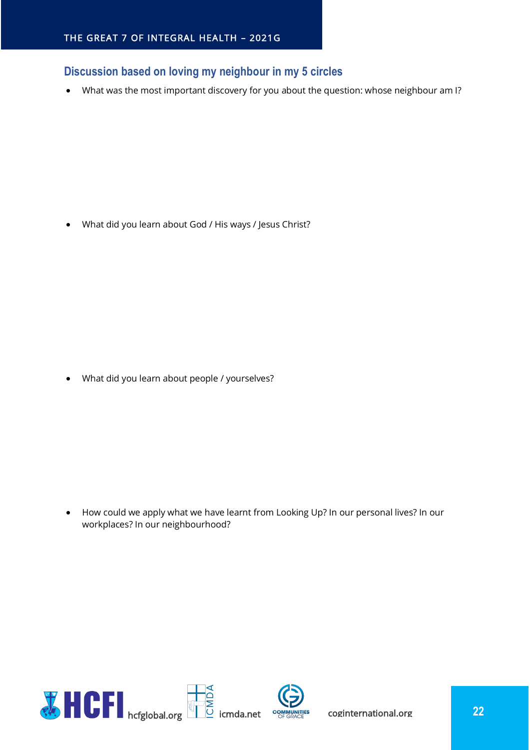### Discussion based on loving my neighbour in my 5 circles

- What was the most important discovery for you about the question: whose neighbour am I?

- What did you learn about God / His ways / Jesus Christ?

- What did you learn about people / yourselves?

- How could we apply what we have learnt from Looking Up? In our personal lives? In our workplaces? In our neighbourhood?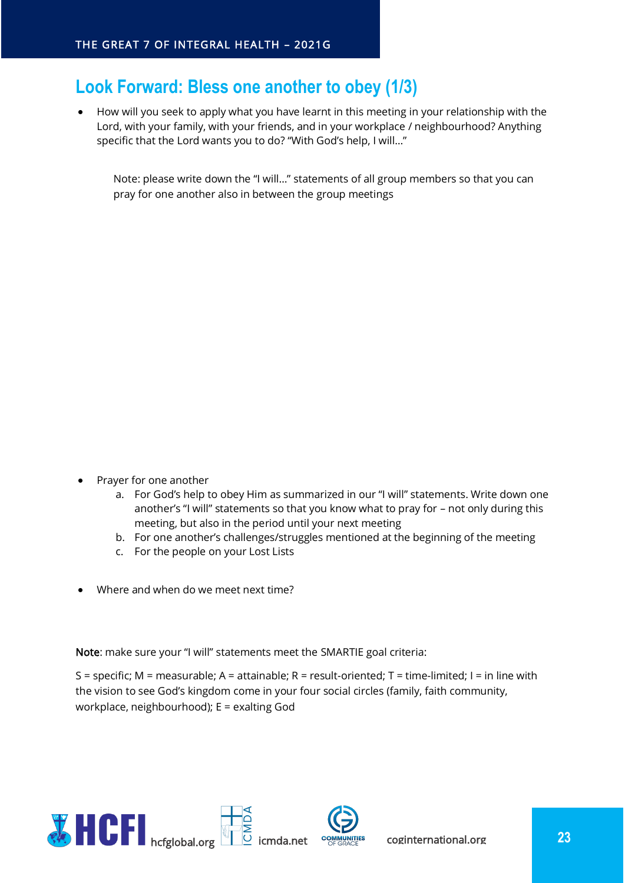## Look Forward: Bless one another to obey (1/3)

- How will you seek to apply what you have learnt in this meeting in your relationship with the Lord, with your family, with your friends, and in your workplace / neighbourhood? Anything specific that the Lord wants you to do? "With God's help, I will…"

  Note: please write down the "I will…" statements of all group members so that you can pray for one another also in between the group meetings

- Prayer for one another
  a. For God's help to obey Him as summarized in our "I will" statements. Write down one another's "I will" statements so that you know what to pray for – not only during this meeting, but also in the period until your next meeting
  b. For one another's challenges/struggles mentioned at the beginning of the meeting
  c. For the people on your Lost Lists

- Where and when do we meet next time?

Note: make sure your "I will" statements meet the SMARTIE goal criteria:

S = specific; M = measurable; A = attainable; R = result-oriented; T = time-limited; I = in line with the vision to see God's kingdom come in your four social circles (family, faith community, workplace, neighbourhood); E = exalting God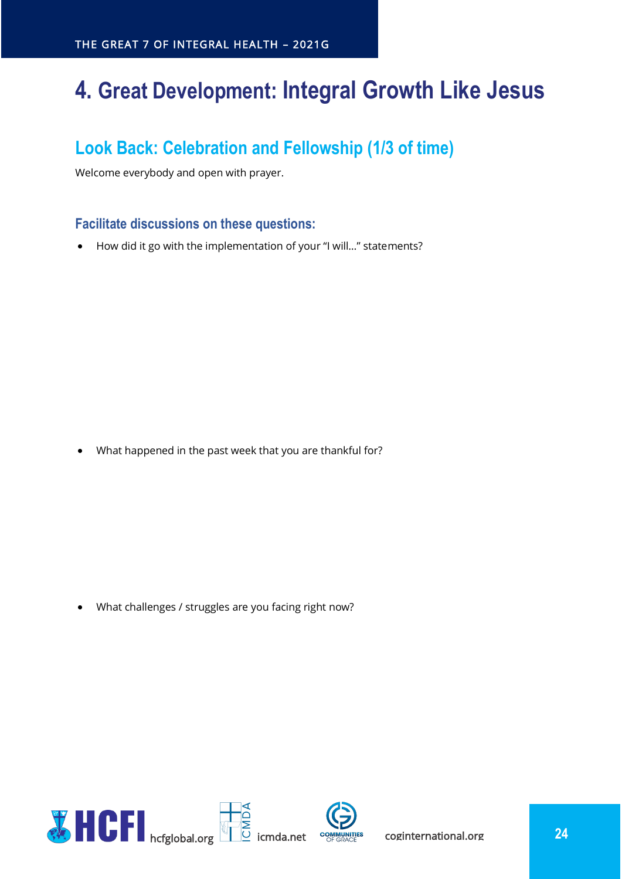# 4. Great Development: Integral Growth Like Jesus

## Look Back: Celebration and Fellowship (1/3 of time)

Welcome everybody and open with prayer.

### Facilitate discussions on these questions:

- How did it go with the implementation of your "I will…" statements?

- What happened in the past week that you are thankful for?

- What challenges / struggles are you facing right now?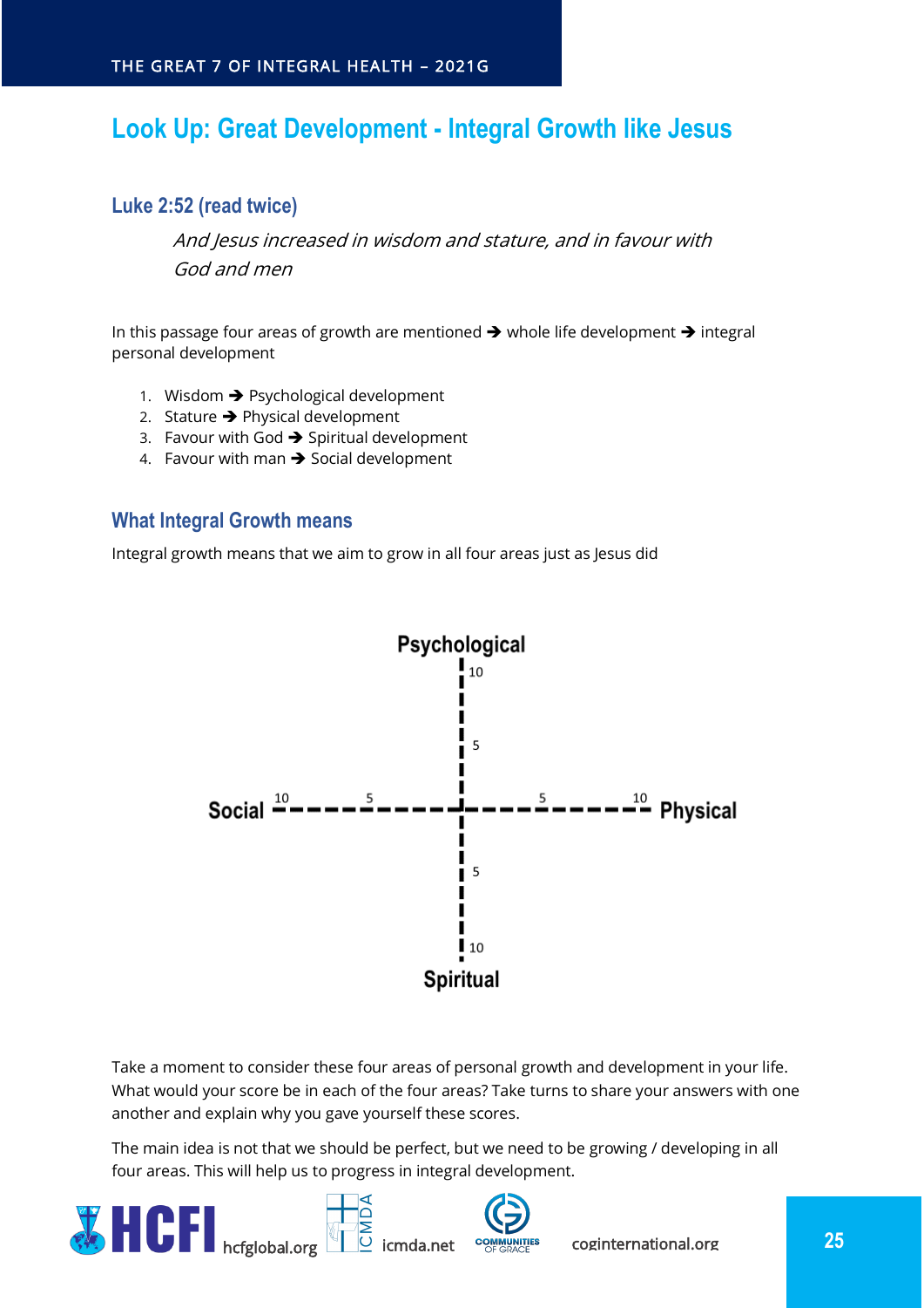## Look Up: Great Development - Integral Growth like Jesus

### Luke 2:52 (read twice)

> *And Jesus increased in wisdom and stature, and in favour with God and men*

In this passage four areas of growth are mentioned ➔ whole life development ➔ integral personal development

1. Wisdom ➔ Psychological development
2. Stature ➔ Physical development
3. Favour with God ➔ Spiritual development
4. Favour with man ➔ Social development

### What Integral Growth means

Integral growth means that we aim to grow in all four areas just as Jesus did

Psychological

10

5

Social 10 5 5 10 Physical

5

10

Spiritual

Take a moment to consider these four areas of personal growth and development in your life. What would your score be in each of the four areas? Take turns to share your answers with one another and explain why you gave yourself these scores.

The main idea is not that we should be perfect, but we need to be growing / developing in all four areas. This will help us to progress in integral development.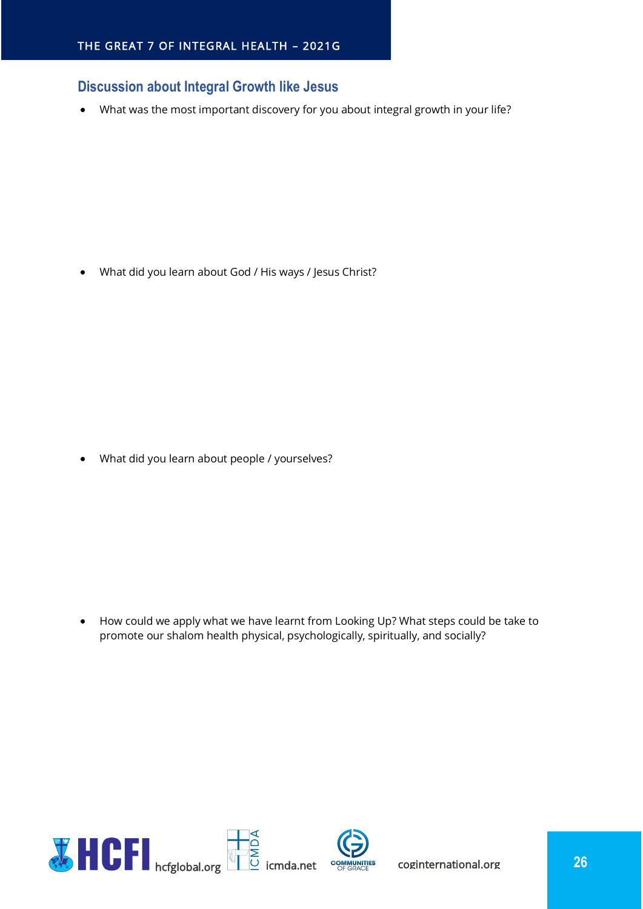## Discussion about Integral Growth like Jesus

- What was the most important discovery for you about integral growth in your life?

- What did you learn about God / His ways / Jesus Christ?

- What did you learn about people / yourselves?

- How could we apply what we have learnt from Looking Up? What steps could be take to promote our shalom health physical, psychologically, spiritually, and socially?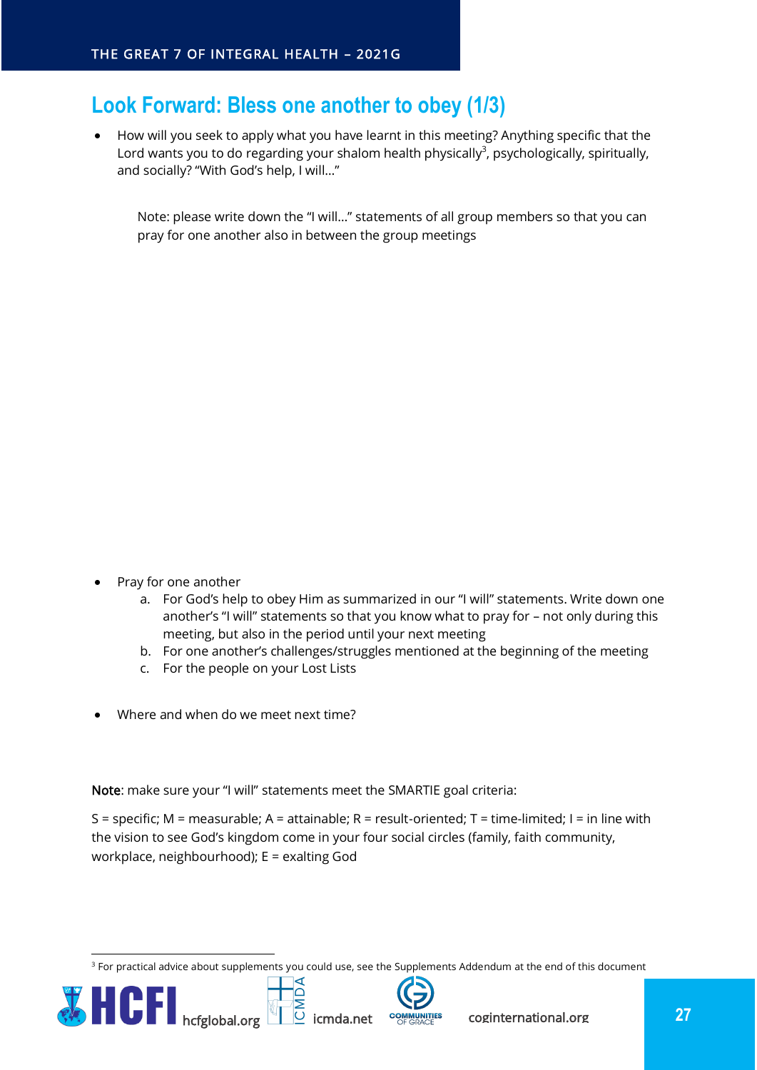## Look Forward: Bless one another to obey (1/3)

- How will you seek to apply what you have learnt in this meeting? Anything specific that the Lord wants you to do regarding your shalom health physically[3], psychologically, spiritually, and socially? "With God's help, I will..."

  Note: please write down the "I will..." statements of all group members so that you can pray for one another also in between the group meetings

- Pray for one another
  a. For God's help to obey Him as summarized in our "I will" statements. Write down one another's "I will" statements so that you know what to pray for – not only during this meeting, but also in the period until your next meeting
  b. For one another's challenges/struggles mentioned at the beginning of the meeting
  c. For the people on your Lost Lists

- Where and when do we meet next time?

**Note**: make sure your "I will" statements meet the SMARTIE goal criteria:

S = specific; M = measurable; A = attainable; R = result-oriented; T = time-limited; I = in line with the vision to see God's kingdom come in your four social circles (family, faith community, workplace, neighbourhood); E = exalting God

[3] For practical advice about supplements you could use, see the Supplements Addendum at the end of this document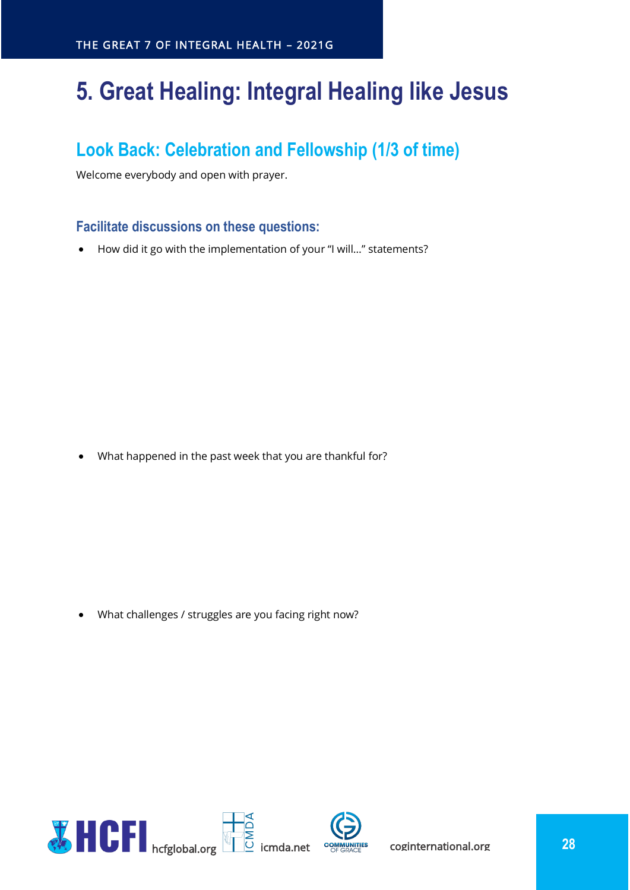# 5. Great Healing: Integral Healing like Jesus

## Look Back: Celebration and Fellowship (1/3 of time)

Welcome everybody and open with prayer.

### Facilitate discussions on these questions:

- How did it go with the implementation of your “I will...” statements?

- What happened in the past week that you are thankful for?

- What challenges / struggles are you facing right now?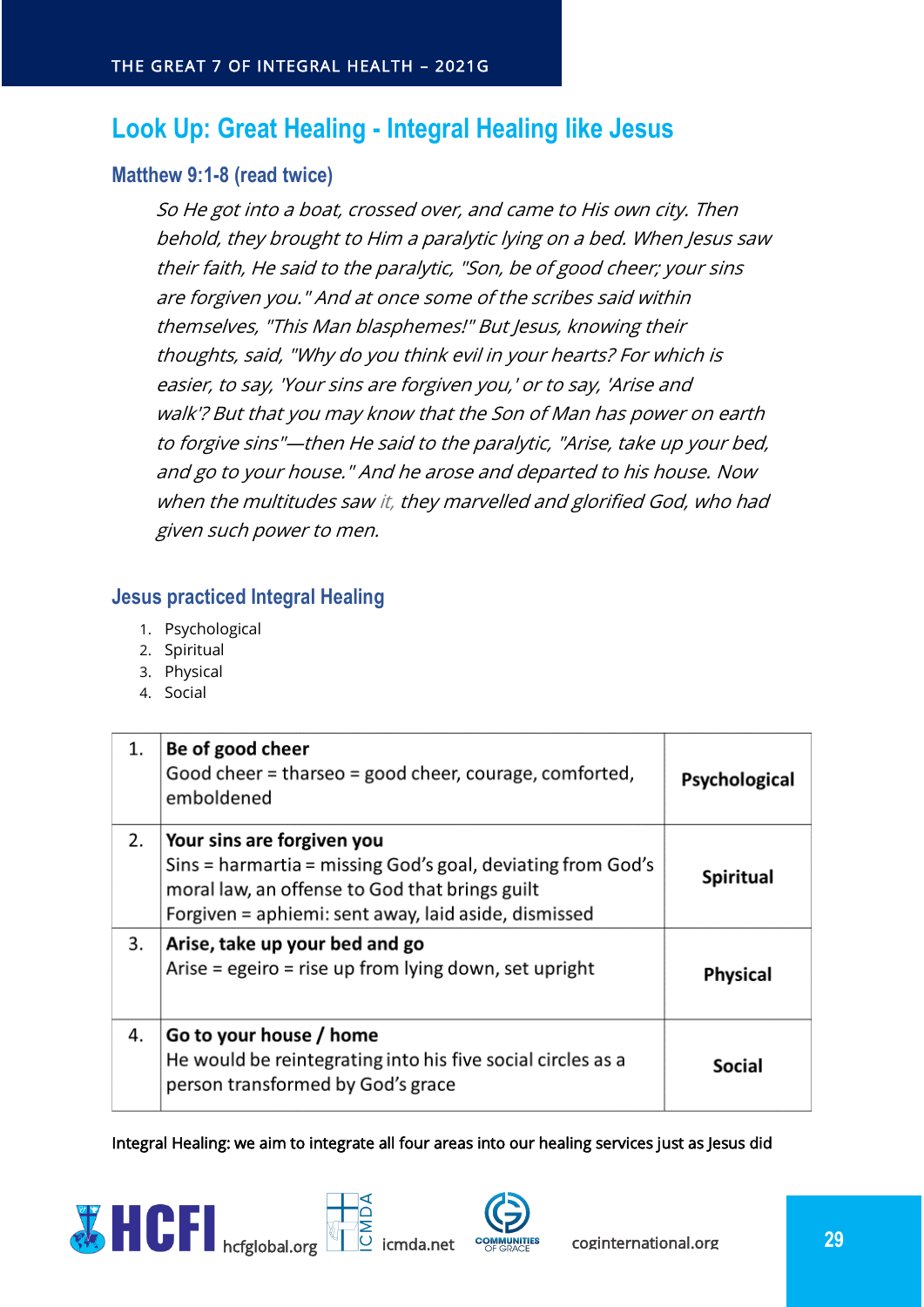## Look Up: Great Healing - Integral Healing like Jesus

### Matthew 9:1-8 (read twice)

*So He got into a boat, crossed over, and came to His own city. Then behold, they brought to Him a paralytic lying on a bed. When Jesus saw their faith, He said to the paralytic, "Son, be of good cheer; your sins are forgiven you." And at once some of the scribes said within themselves, "This Man blasphemes!" But Jesus, knowing their thoughts, said, "Why do you think evil in your hearts? For which is easier, to say, 'Your sins are forgiven you,' or to say, 'Arise and walk'? But that you may know that the Son of Man has power on earth to forgive sins"—then He said to the paralytic, "Arise, take up your bed, and go to your house." And he arose and departed to his house. Now when the multitudes saw it, they marvelled and glorified God, who had given such power to men.*

### Jesus practiced Integral Healing

1. Psychological
2. Spiritual
3. Physical
4. Social

| | | |
|---|---|---|
| 1. | **Be of good cheer**<br>Good cheer = tharseo = good cheer, courage, comforted, emboldened | **Psychological** |
| 2. | **Your sins are forgiven you**<br>Sins = harmartia = missing God's goal, deviating from God's moral law, an offense to God that brings guilt<br>Forgiven = aphiemi: sent away, laid aside, dismissed | **Spiritual** |
| 3. | **Arise, take up your bed and go**<br>Arise = egeiro = rise up from lying down, set upright | **Physical** |
| 4. | **Go to your house / home**<br>He would be reintegrating into his five social circles as a person transformed by God's grace | **Social** |

Integral Healing: we aim to integrate all four areas into our healing services just as Jesus did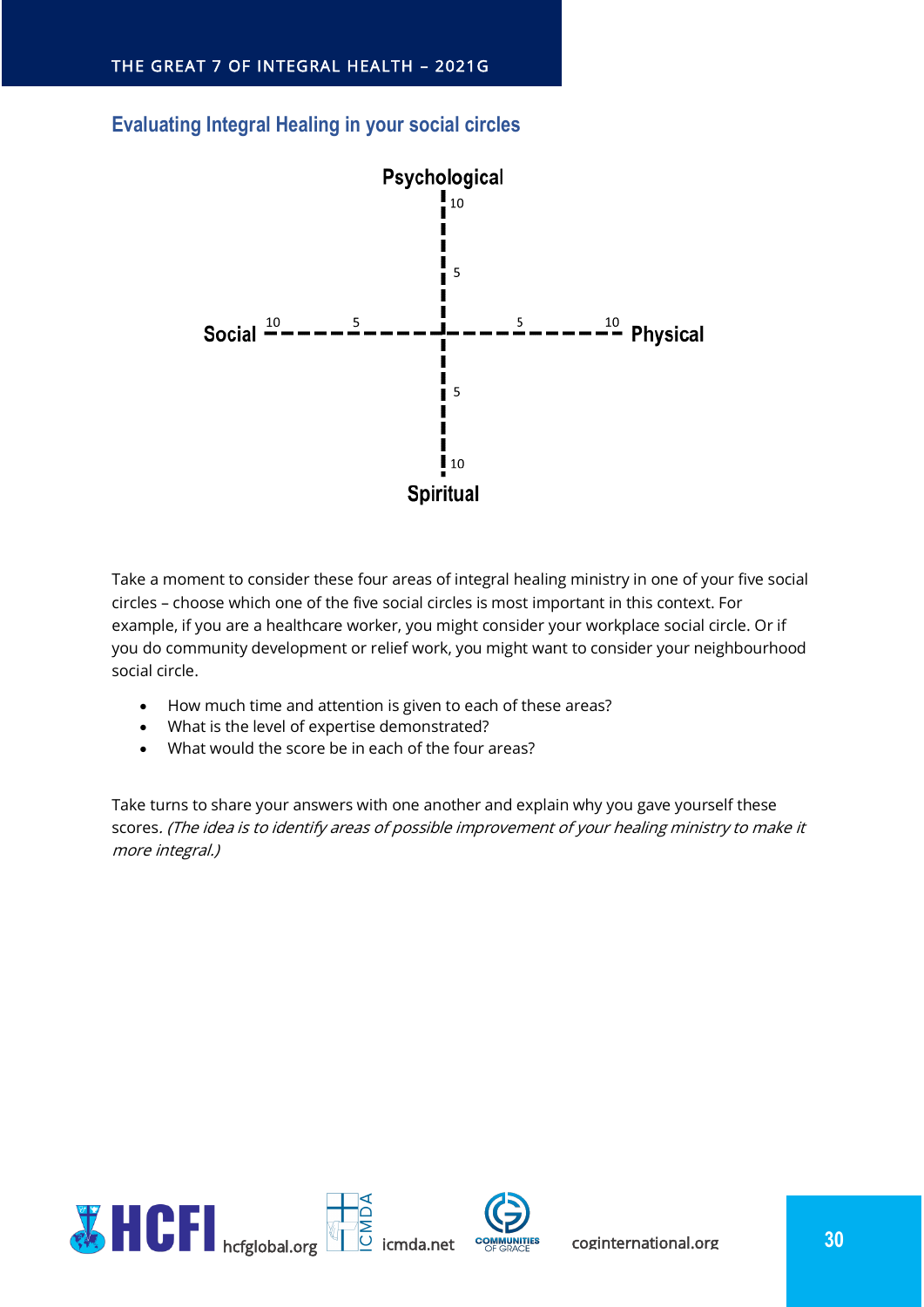## Evaluating Integral Healing in your social circles

Psychological

10

5

Social 10 5 5 10 Physical

5

10

Spiritual

Take a moment to consider these four areas of integral healing ministry in one of your five social circles – choose which one of the five social circles is most important in this context. For example, if you are a healthcare worker, you might consider your workplace social circle. Or if you do community development or relief work, you might want to consider your neighbourhood social circle.

- How much time and attention is given to each of these areas?
- What is the level of expertise demonstrated?
- What would the score be in each of the four areas?

Take turns to share your answers with one another and explain why you gave yourself these scores. *(The idea is to identify areas of possible improvement of your healing ministry to make it more integral.)*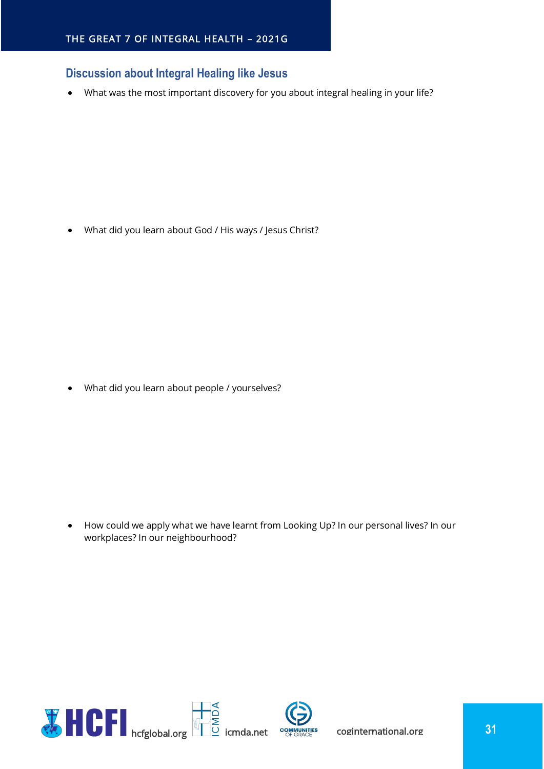## Discussion about Integral Healing like Jesus

- What was the most important discovery for you about integral healing in your life?

- What did you learn about God / His ways / Jesus Christ?

- What did you learn about people / yourselves?

- How could we apply what we have learnt from Looking Up? In our personal lives? In our workplaces? In our neighbourhood?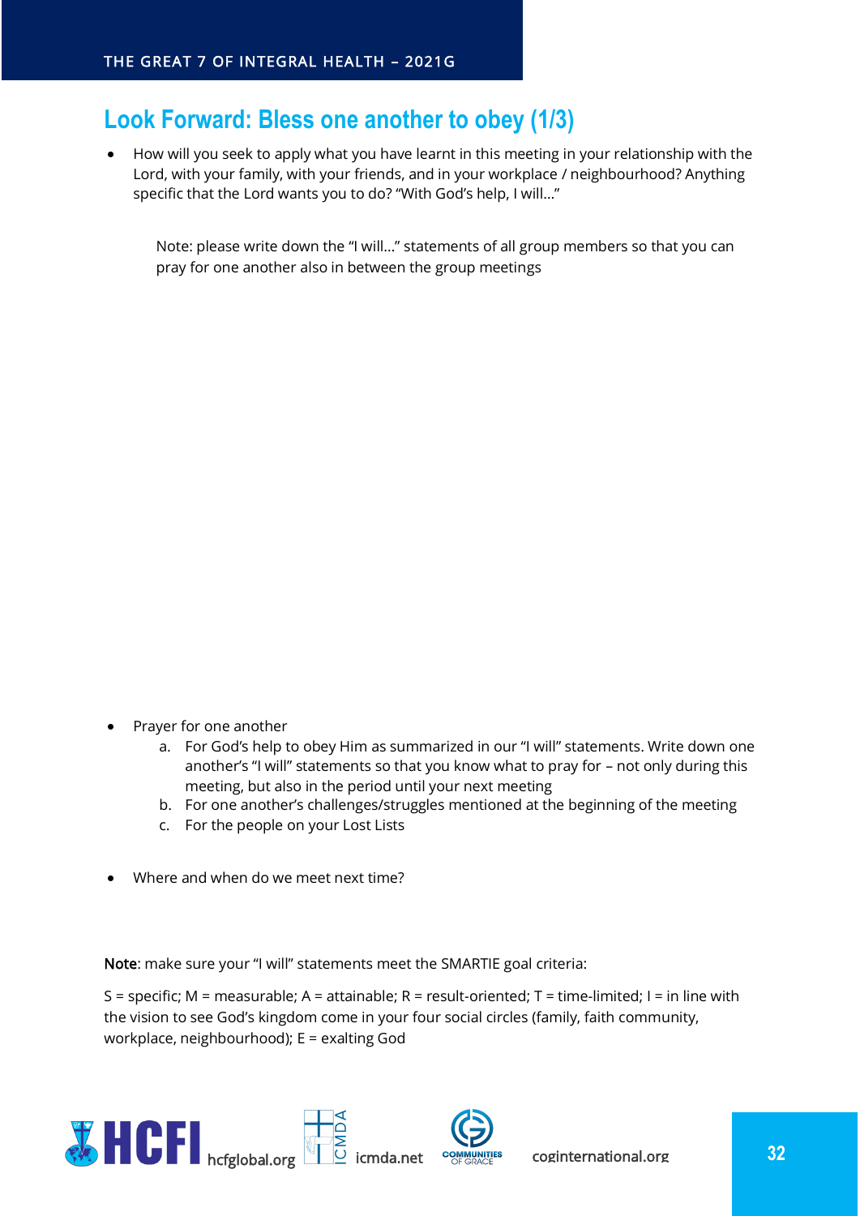## Look Forward: Bless one another to obey (1/3)

- How will you seek to apply what you have learnt in this meeting in your relationship with the Lord, with your family, with your friends, and in your workplace / neighbourhood? Anything specific that the Lord wants you to do? "With God's help, I will…"

  Note: please write down the "I will…" statements of all group members so that you can pray for one another also in between the group meetings

- Prayer for one another
  a. For God's help to obey Him as summarized in our "I will" statements. Write down one another's "I will" statements so that you know what to pray for – not only during this meeting, but also in the period until your next meeting
  b. For one another's challenges/struggles mentioned at the beginning of the meeting
  c. For the people on your Lost Lists

- Where and when do we meet next time?

**Note**: make sure your "I will" statements meet the SMARTIE goal criteria:

S = specific; M = measurable; A = attainable; R = result-oriented; T = time-limited; I = in line with the vision to see God's kingdom come in your four social circles (family, faith community, workplace, neighbourhood); E = exalting God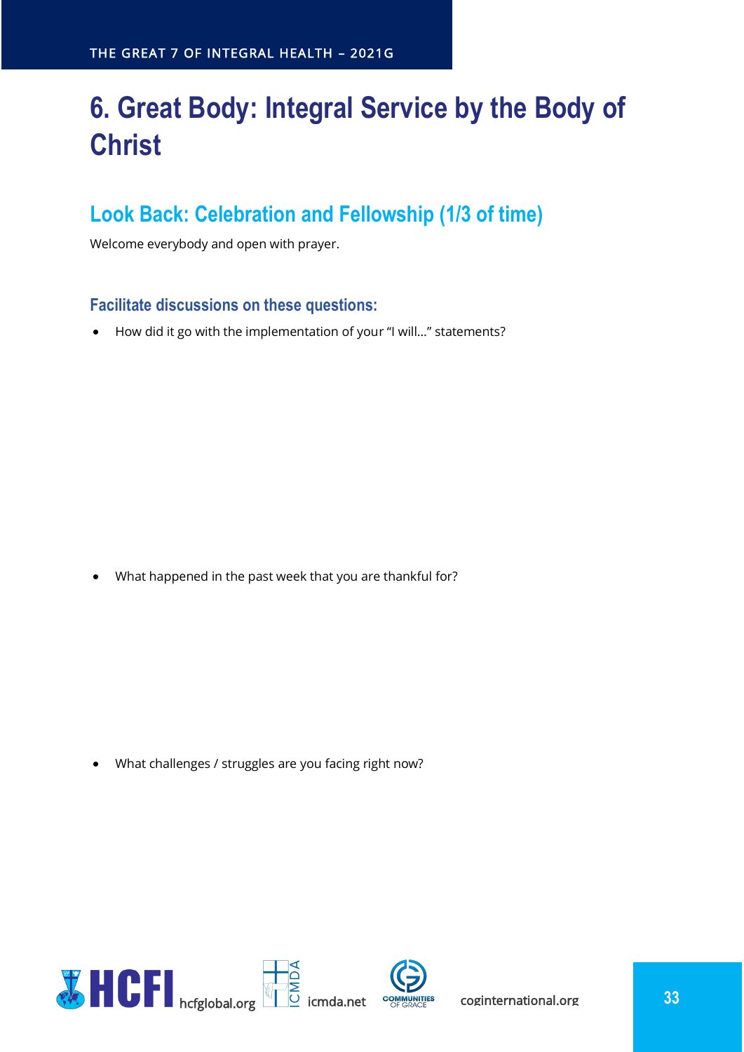# 6. Great Body: Integral Service by the Body of Christ

## Look Back: Celebration and Fellowship (1/3 of time)

Welcome everybody and open with prayer.

### Facilitate discussions on these questions:

- How did it go with the implementation of your "I will..." statements?

- What happened in the past week that you are thankful for?

- What challenges / struggles are you facing right now?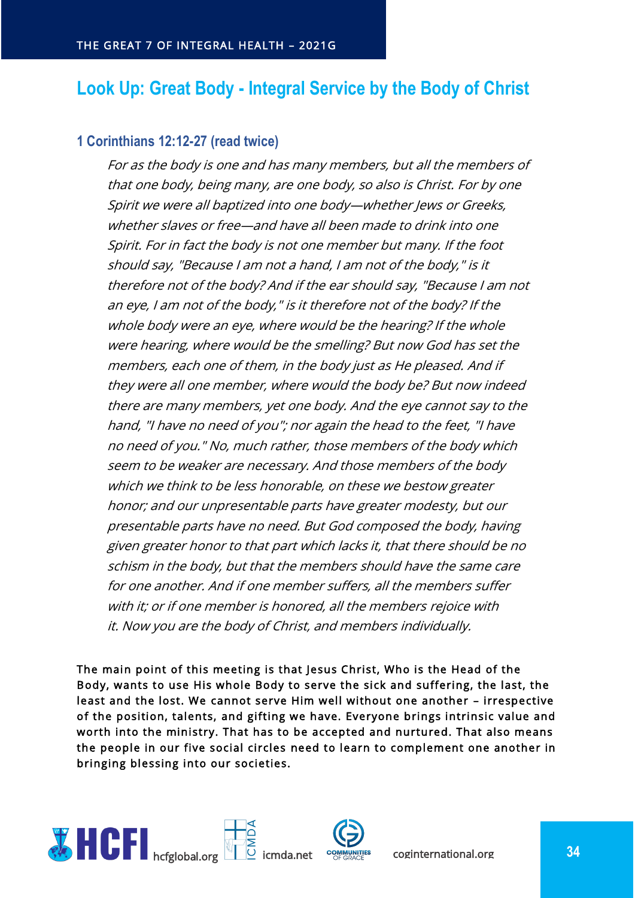## Look Up: Great Body - Integral Service by the Body of Christ

### 1 Corinthians 12:12-27 (read twice)

*For as the body is one and has many members, but all the members of that one body, being many, are one body, so also is Christ. For by one Spirit we were all baptized into one body—whether Jews or Greeks, whether slaves or free—and have all been made to drink into one Spirit. For in fact the body is not one member but many. If the foot should say, "Because I am not a hand, I am not of the body," is it therefore not of the body? And if the ear should say, "Because I am not an eye, I am not of the body," is it therefore not of the body? If the whole body were an eye, where would be the hearing? If the whole were hearing, where would be the smelling? But now God has set the members, each one of them, in the body just as He pleased. And if they were all one member, where would the body be? But now indeed there are many members, yet one body. And the eye cannot say to the hand, "I have no need of you"; nor again the head to the feet, "I have no need of you." No, much rather, those members of the body which seem to be weaker are necessary. And those members of the body which we think to be less honorable, on these we bestow greater honor; and our unpresentable parts have greater modesty, but our presentable parts have no need. But God composed the body, having given greater honor to that part which lacks it, that there should be no schism in the body, but that the members should have the same care for one another. And if one member suffers, all the members suffer with it; or if one member is honored, all the members rejoice with it. Now you are the body of Christ, and members individually.*

The main point of this meeting is that Jesus Christ, Who is the Head of the Body, wants to use His whole Body to serve the sick and suffering, the last, the least and the lost. We cannot serve Him well without one another – irrespective of the position, talents, and gifting we have. Everyone brings intrinsic value and worth into the ministry. That has to be accepted and nurtured. That also means the people in our five social circles need to learn to complement one another in bringing blessing into our societies.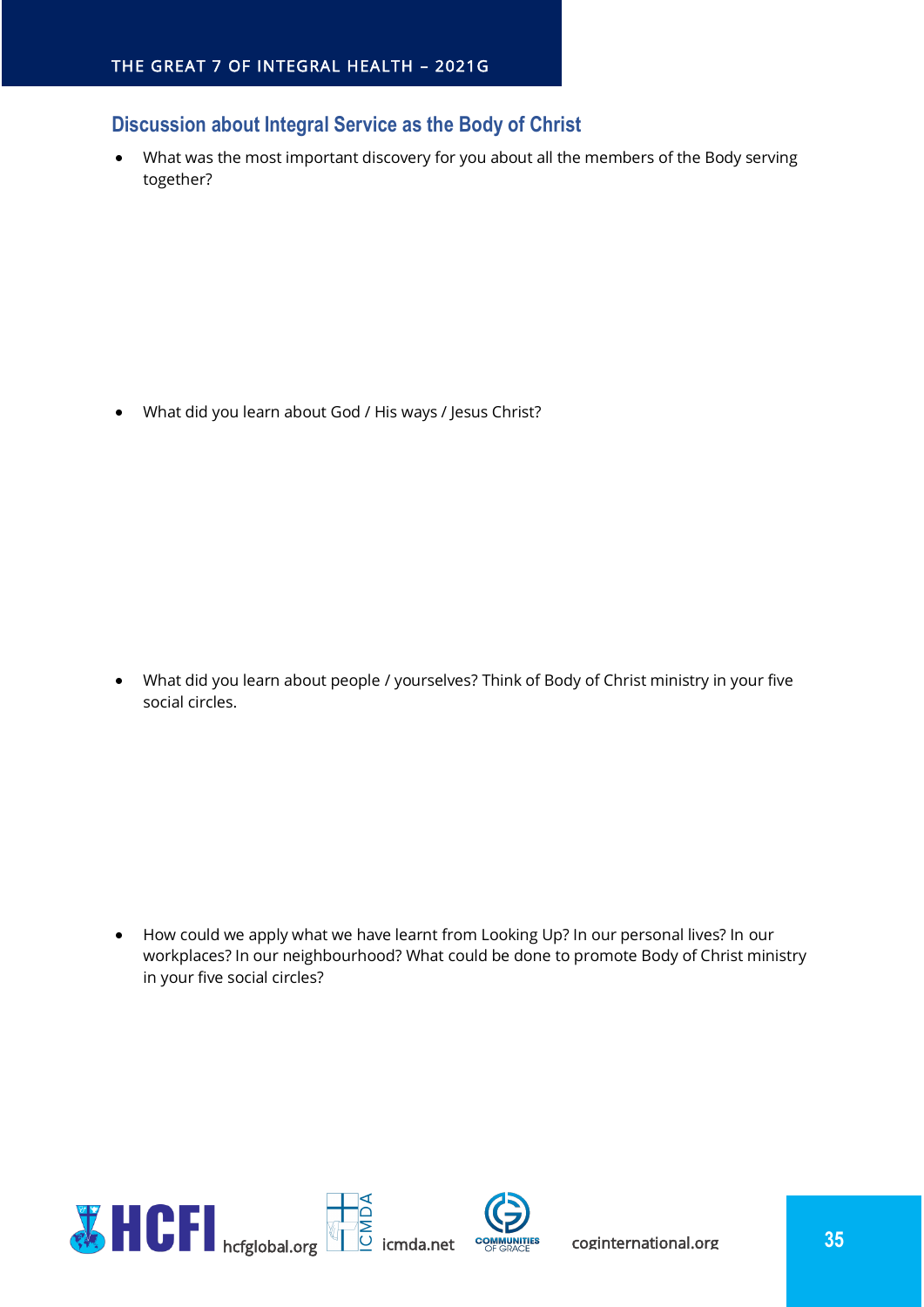## Discussion about Integral Service as the Body of Christ

- What was the most important discovery for you about all the members of the Body serving together?

- What did you learn about God / His ways / Jesus Christ?

- What did you learn about people / yourselves? Think of Body of Christ ministry in your five social circles.

- How could we apply what we have learnt from Looking Up? In our personal lives? In our workplaces? In our neighbourhood? What could be done to promote Body of Christ ministry in your five social circles?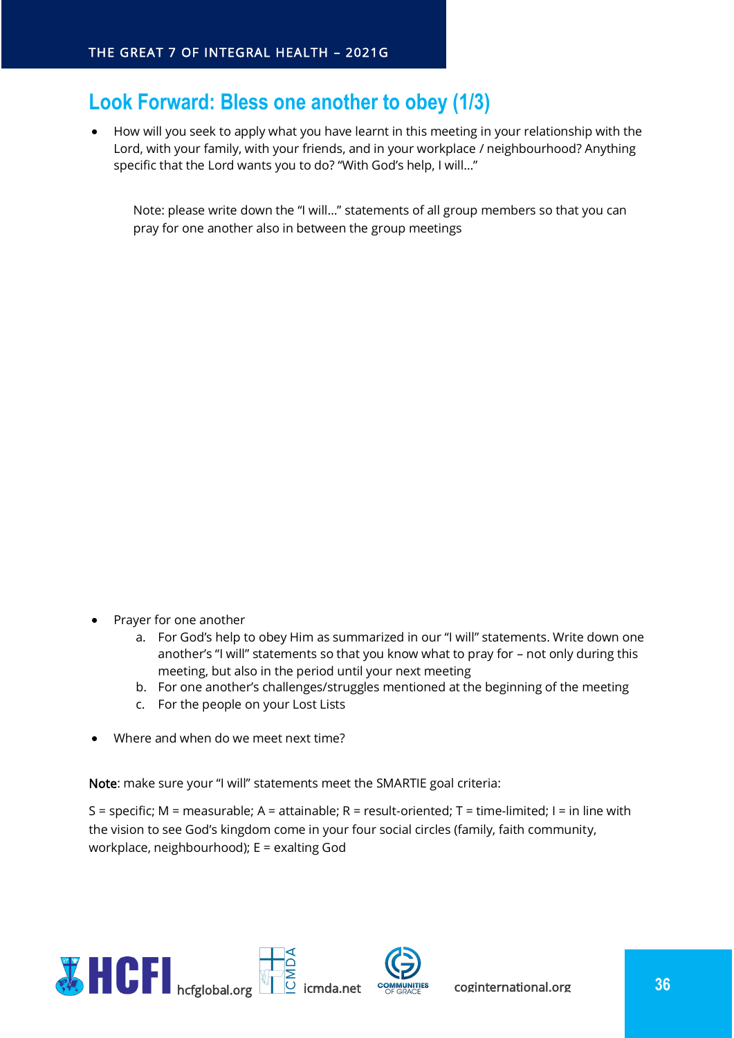## Look Forward: Bless one another to obey (1/3)

- How will you seek to apply what you have learnt in this meeting in your relationship with the Lord, with your family, with your friends, and in your workplace / neighbourhood? Anything specific that the Lord wants you to do? "With God's help, I will..."

  Note: please write down the "I will..." statements of all group members so that you can pray for one another also in between the group meetings

- Prayer for one another
  a. For God's help to obey Him as summarized in our "I will" statements. Write down one another's "I will" statements so that you know what to pray for – not only during this meeting, but also in the period until your next meeting
  b. For one another's challenges/struggles mentioned at the beginning of the meeting
  c. For the people on your Lost Lists

- Where and when do we meet next time?

Note: make sure your "I will" statements meet the SMARTIE goal criteria:

S = specific; M = measurable; A = attainable; R = result-oriented; T = time-limited; I = in line with the vision to see God's kingdom come in your four social circles (family, faith community, workplace, neighbourhood); E = exalting God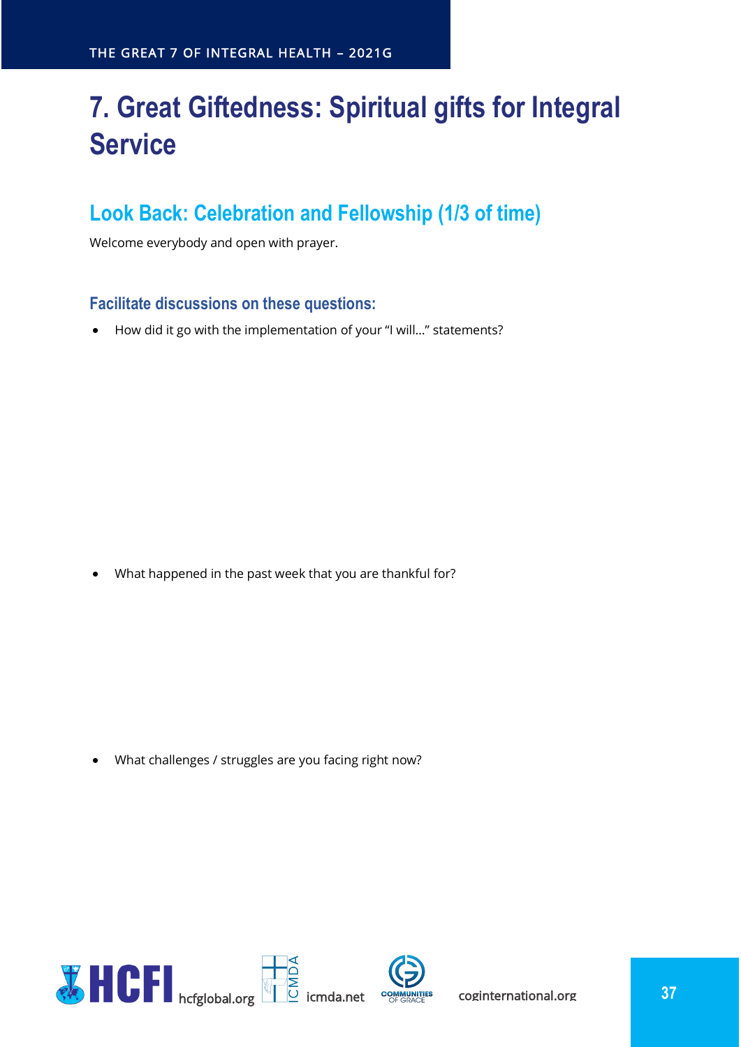# 7. Great Giftedness: Spiritual gifts for Integral Service

## Look Back: Celebration and Fellowship (1/3 of time)

Welcome everybody and open with prayer.

### Facilitate discussions on these questions:

- How did it go with the implementation of your "I will…" statements?

- What happened in the past week that you are thankful for?

- What challenges / struggles are you facing right now?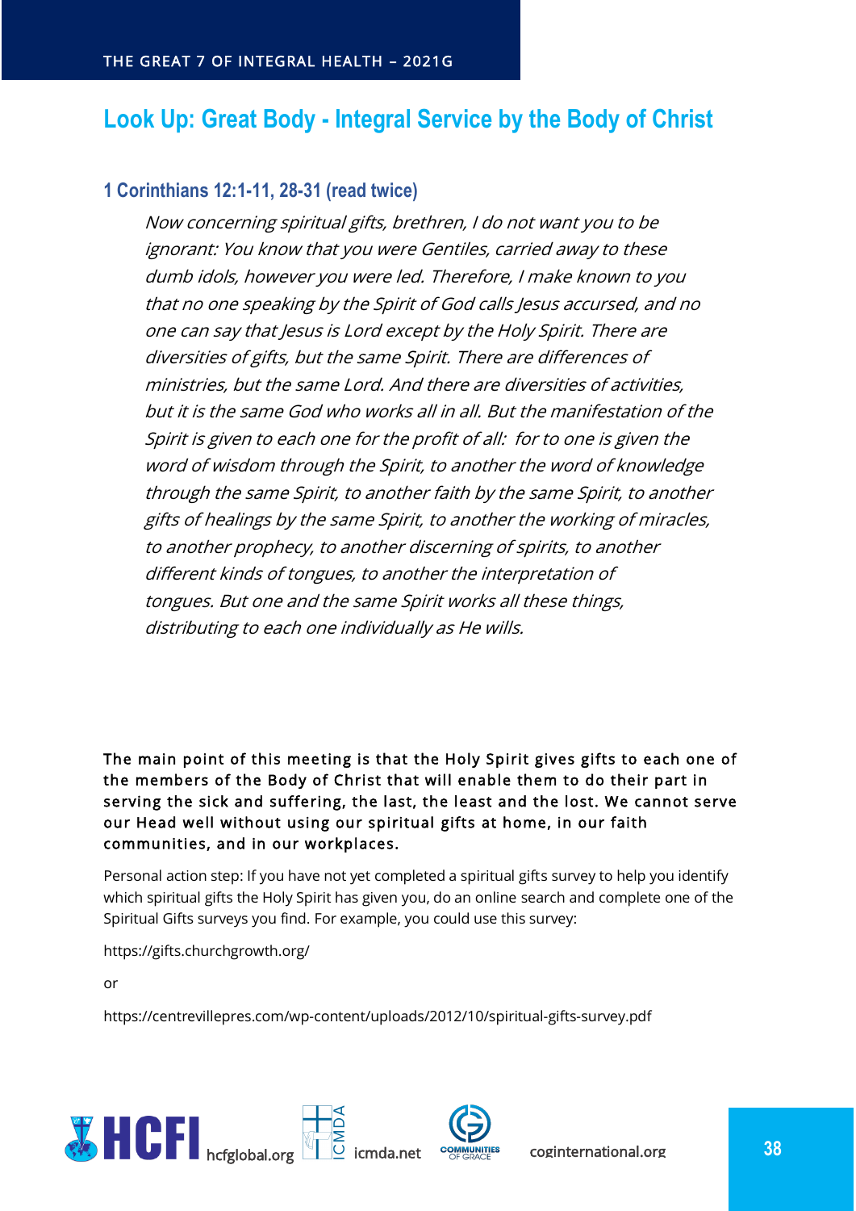## Look Up: Great Body - Integral Service by the Body of Christ

### 1 Corinthians 12:1-11, 28-31 (read twice)

*Now concerning spiritual gifts, brethren, I do not want you to be ignorant: You know that you were Gentiles, carried away to these dumb idols, however you were led. Therefore, I make known to you that no one speaking by the Spirit of God calls Jesus accursed, and no one can say that Jesus is Lord except by the Holy Spirit. There are diversities of gifts, but the same Spirit. There are differences of ministries, but the same Lord. And there are diversities of activities, but it is the same God who works all in all. But the manifestation of the Spirit is given to each one for the profit of all: for to one is given the word of wisdom through the Spirit, to another the word of knowledge through the same Spirit, to another faith by the same Spirit, to another gifts of healings by the same Spirit, to another the working of miracles, to another prophecy, to another discerning of spirits, to another different kinds of tongues, to another the interpretation of tongues. But one and the same Spirit works all these things, distributing to each one individually as He wills.*

**The main point of this meeting is that the Holy Spirit gives gifts to each one of the members of the Body of Christ that will enable them to do their part in serving the sick and suffering, the last, the least and the lost. We cannot serve our Head well without using our spiritual gifts at home, in our faith communities, and in our workplaces.**

Personal action step: If you have not yet completed a spiritual gifts survey to help you identify which spiritual gifts the Holy Spirit has given you, do an online search and complete one of the Spiritual Gifts surveys you find. For example, you could use this survey:

https://gifts.churchgrowth.org/

or

https://centrevillepres.com/wp-content/uploads/2012/10/spiritual-gifts-survey.pdf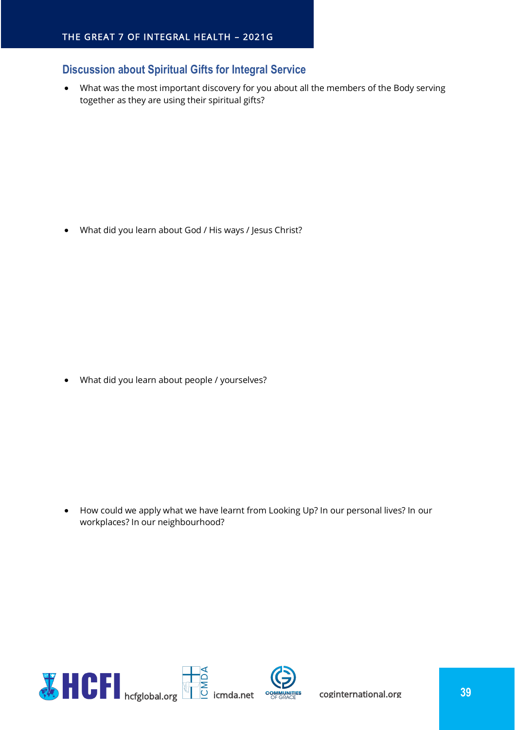## Discussion about Spiritual Gifts for Integral Service

- What was the most important discovery for you about all the members of the Body serving together as they are using their spiritual gifts?

- What did you learn about God / His ways / Jesus Christ?

- What did you learn about people / yourselves?

- How could we apply what we have learnt from Looking Up? In our personal lives? In our workplaces? In our neighbourhood?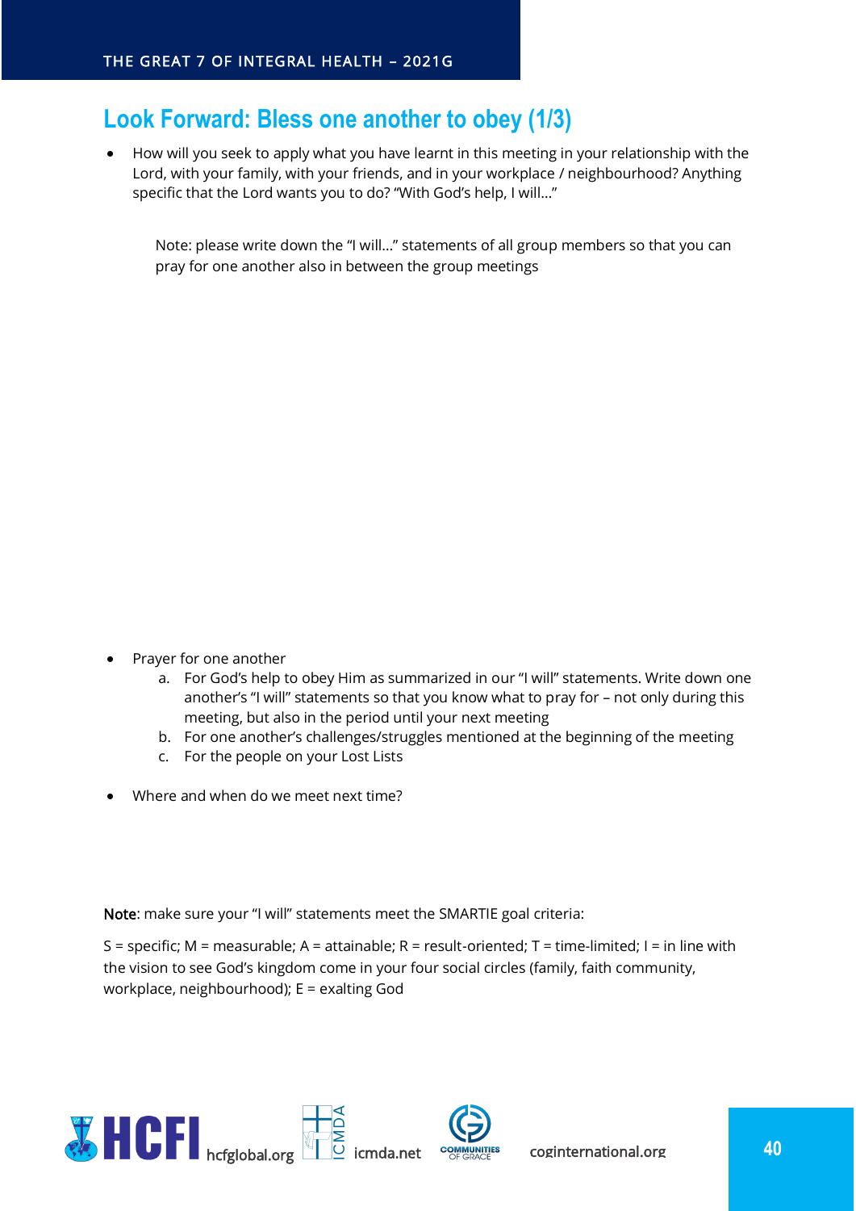## Look Forward: Bless one another to obey (1/3)

- How will you seek to apply what you have learnt in this meeting in your relationship with the Lord, with your family, with your friends, and in your workplace / neighbourhood? Anything specific that the Lord wants you to do? "With God's help, I will..."

  Note: please write down the "I will..." statements of all group members so that you can pray for one another also in between the group meetings

- Prayer for one another
  a. For God's help to obey Him as summarized in our "I will" statements. Write down one another's "I will" statements so that you know what to pray for – not only during this meeting, but also in the period until your next meeting
  b. For one another's challenges/struggles mentioned at the beginning of the meeting
  c. For the people on your Lost Lists

- Where and when do we meet next time?

Note: make sure your "I will" statements meet the SMARTIE goal criteria:

S = specific; M = measurable; A = attainable; R = result-oriented; T = time-limited; I = in line with the vision to see God's kingdom come in your four social circles (family, faith community, workplace, neighbourhood); E = exalting God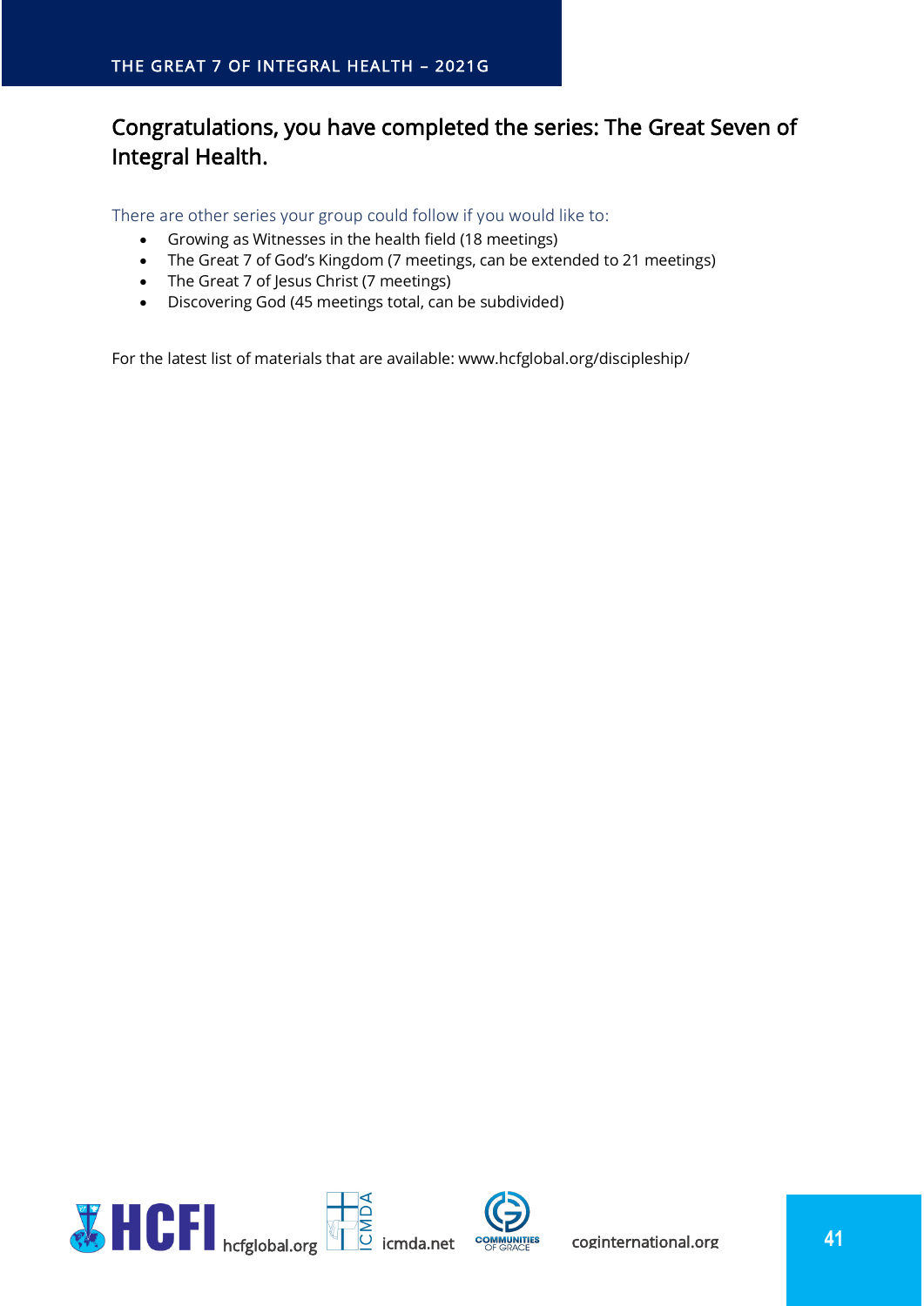## Congratulations, you have completed the series: The Great Seven of Integral Health.

There are other series your group could follow if you would like to:

- Growing as Witnesses in the health field (18 meetings)
- The Great 7 of God's Kingdom (7 meetings, can be extended to 21 meetings)
- The Great 7 of Jesus Christ (7 meetings)
- Discovering God (45 meetings total, can be subdivided)

For the latest list of materials that are available: www.hcfglobal.org/discipleship/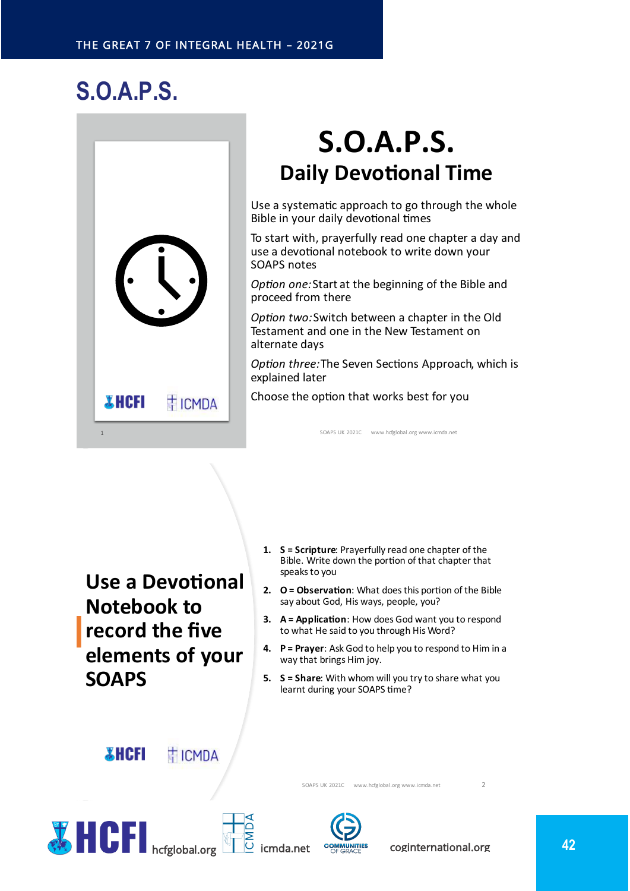# S.O.A.P.S.

## S.O.A.P.S.
### Daily Devotional Time

Use a systematic approach to go through the whole Bible in your daily devotional times

To start with, prayerfully read one chapter a day and use a devotional notebook to write down your SOAPS notes

*Option one:* Start at the beginning of the Bible and proceed from there

*Option two:* Switch between a chapter in the Old Testament and one in the New Testament on alternate days

*Option three:* The Seven Sections Approach, which is explained later

Choose the option that works best for you

SOAPS UK 2021C www.hcfglobal.org www.icmda.net

## Use a Devotional Notebook to record the five elements of your SOAPS

1. **S = Scripture**: Prayerfully read one chapter of the Bible. Write down the portion of that chapter that speaks to you
2. **O = Observation**: What does this portion of the Bible say about God, His ways, people, you?
3. **A = Application**: How does God want you to respond to what He said to you through His Word?
4. **P = Prayer**: Ask God to help you to respond to Him in a way that brings Him joy.
5. **S = Share**: With whom will you try to share what you learnt during your SOAPS time?

SOAPS UK 2021C www.hcfglobal.org www.icmda.net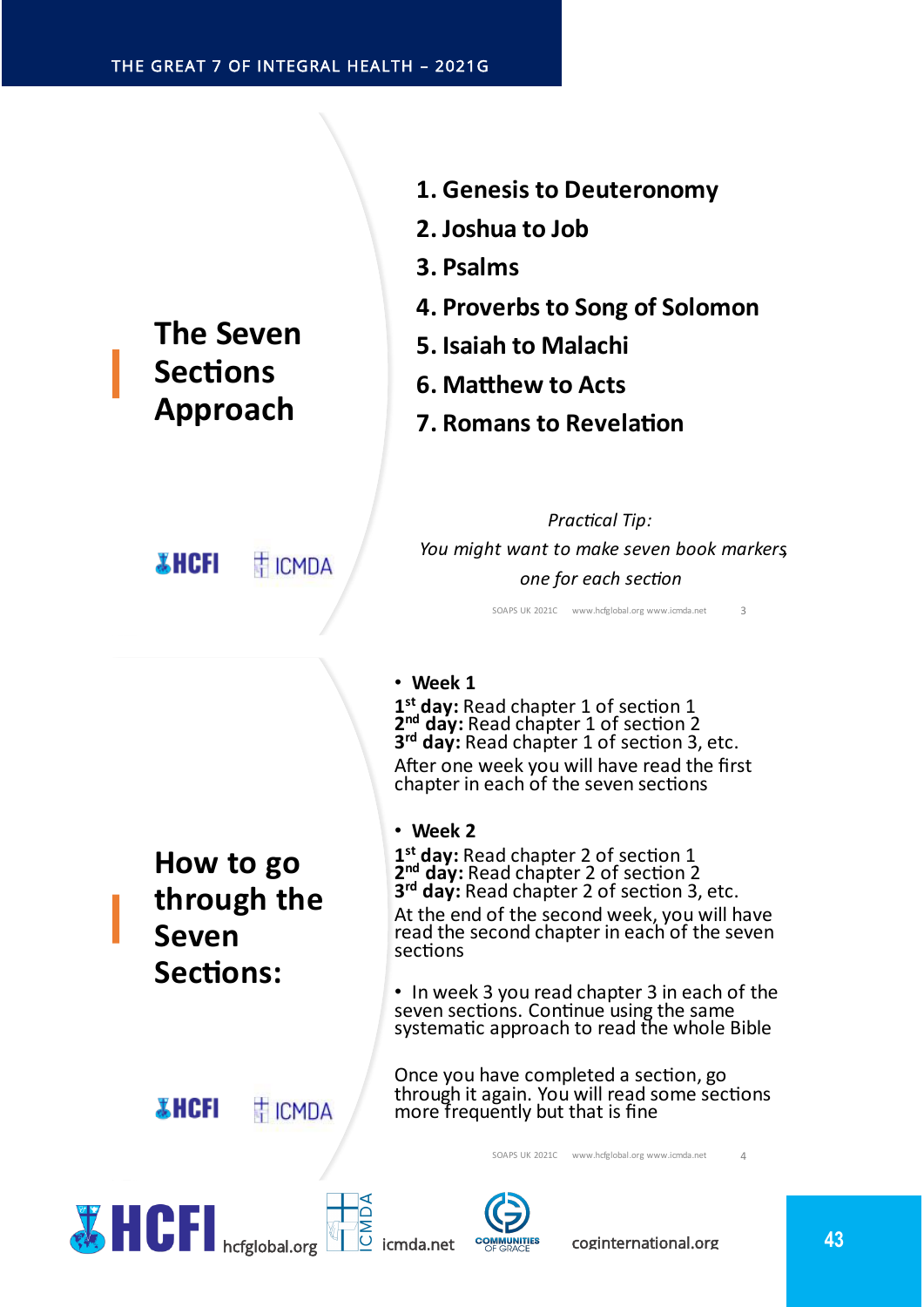## The Seven Sections Approach

1. Genesis to Deuteronomy
2. Joshua to Job
3. Psalms
4. Proverbs to Song of Solomon
5. Isaiah to Malachi
6. Matthew to Acts
7. Romans to Revelation

*Practical Tip:*
*You might want to make seven book markers, one for each section*

## How to go through the Seven Sections:

- **Week 1**

**1st day:** Read chapter 1 of section 1
**2nd day:** Read chapter 1 of section 2
**3rd day:** Read chapter 1 of section 3, etc.
After one week you will have read the first chapter in each of the seven sections

- **Week 2**

**1st day:** Read chapter 2 of section 1
**2nd day:** Read chapter 2 of section 2
**3rd day:** Read chapter 2 of section 3, etc.
At the end of the second week, you will have read the second chapter in each of the seven sections

- In week 3 you read chapter 3 in each of the seven sections. Continue using the same systematic approach to read the whole Bible

Once you have completed a section, go through it again. You will read some sections more frequently but that is fine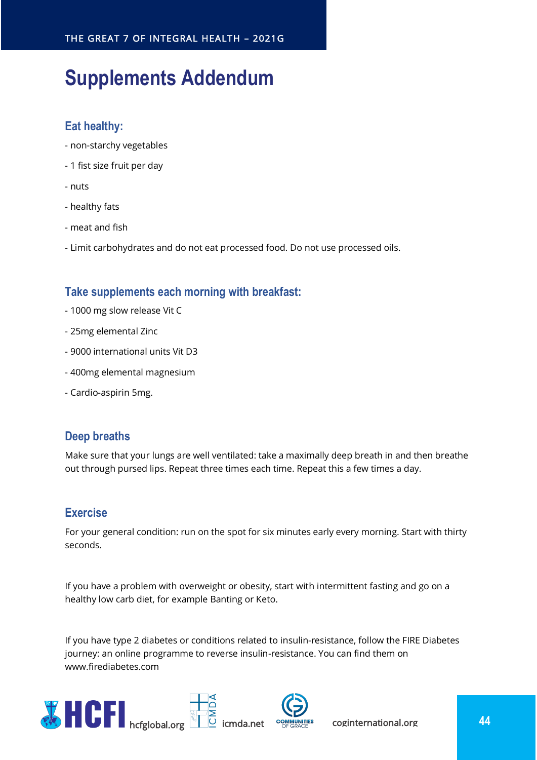# Supplements Addendum

## Eat healthy:

- non-starchy vegetables
- 1 fist size fruit per day
- nuts
- healthy fats
- meat and fish
- Limit carbohydrates and do not eat processed food. Do not use processed oils.

## Take supplements each morning with breakfast:

- 1000 mg slow release Vit C
- 25mg elemental Zinc
- 9000 international units Vit D3
- 400mg elemental magnesium
- Cardio-aspirin 5mg.

## Deep breaths

Make sure that your lungs are well ventilated: take a maximally deep breath in and then breathe out through pursed lips. Repeat three times each time. Repeat this a few times a day.

## Exercise

For your general condition: run on the spot for six minutes early every morning. Start with thirty seconds.

If you have a problem with overweight or obesity, start with intermittent fasting and go on a healthy low carb diet, for example Banting or Keto.

If you have type 2 diabetes or conditions related to insulin-resistance, follow the FIRE Diabetes journey: an online programme to reverse insulin-resistance. You can find them on www.firediabetes.com